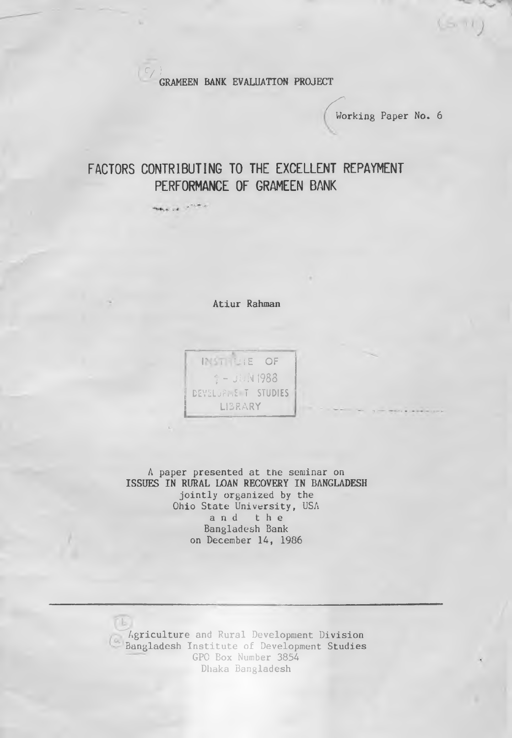GRAMEEN BANK EVALUATION PROJECT

Working Paper No. 6

# FACTORS CONTRIBUTING TO THE EXCELLENT REPAYMENT PERFORMANCE OF GRAMEEN BANK

Atiur Rahman

INSTITUTE OF
1 - JUN 1988
DEVELOPMENT STUDIES
LIBRARY

A paper presented at the seminar on
**ISSUES IN RURAL LOAN RECOVERY IN BANGLADESH**
jointly organized by the
Ohio State University, USA
and the
Bangladesh Bank
on December 14, 1986

---

Agriculture and Rural Development Division
Bangladesh Institute of Development Studies
GPO Box Number 3854
Dhaka Bangladesh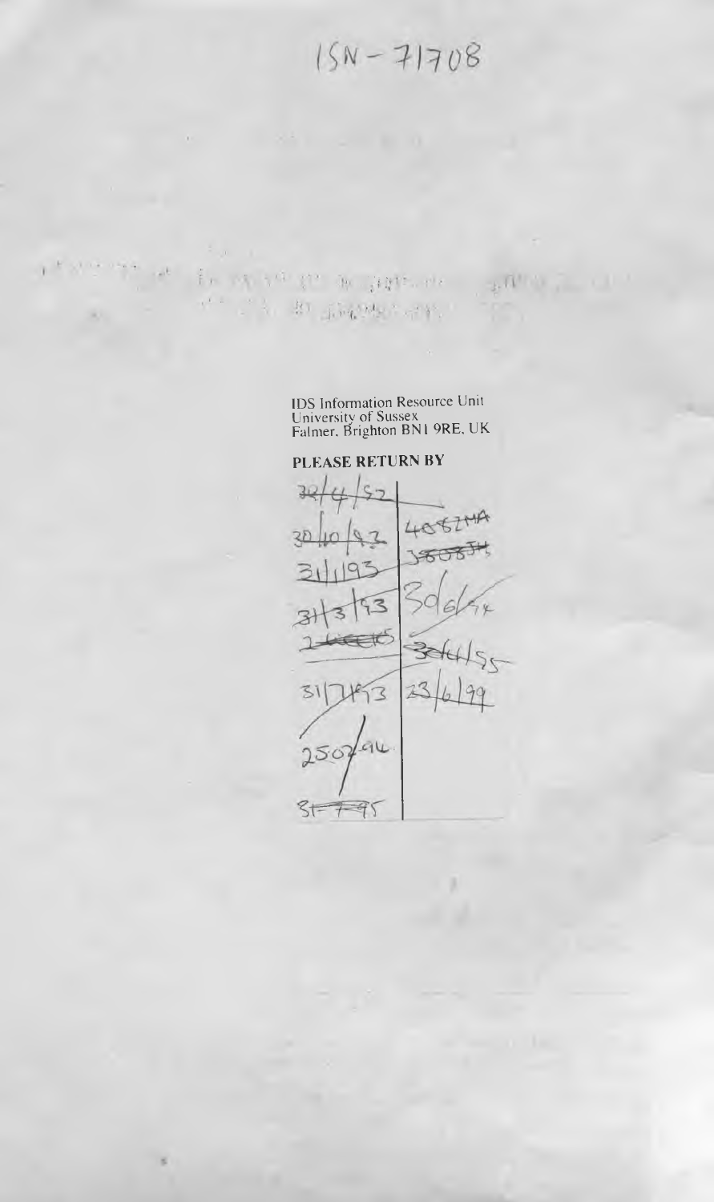1SN - 71708

IDS Information Resource Unit
University of Sussex
Falmer, Brighton BN1 9RE, UK

**PLEASE RETURN BY**

| | |
|---|---|
| ~~22/4/92~~ | |
| 30/10/92 | 40821MA |
| 31/1/93 | ~~380874~~ |
| 31/3/93 | 30/6/94 |
| ~~2/4/95~~ | ~~30/4/95~~ |
| 31/7/93 | 23/6/99 |
| 25/07/94 | |
| ~~31/7/95~~ | |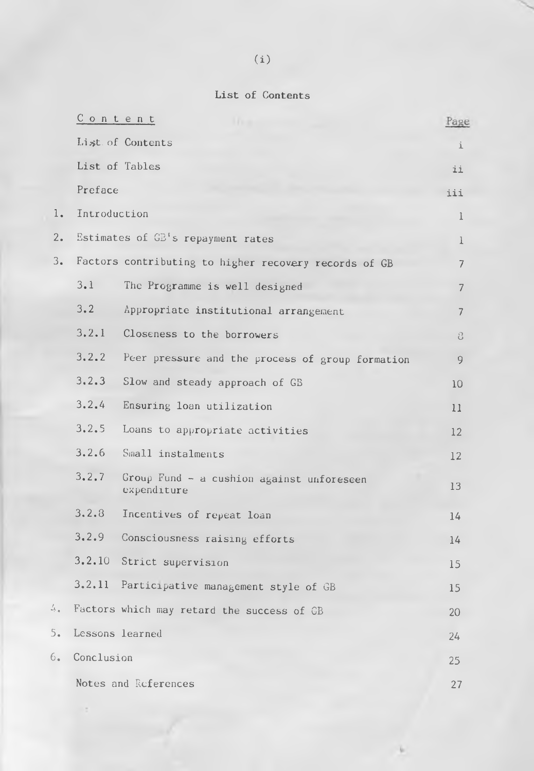## List of Contents

| Content | | Page |
|---|---|---|
| List of Contents | | i |
| List of Tables | | ii |
| Preface | | iii |
| 1. | Introduction | 1 |
| 2. | Estimates of GB's repayment rates | 1 |
| 3. | Factors contributing to higher recovery records of GB | 7 |
| 3.1 | The Programme is well designed | 7 |
| 3.2 | Appropriate institutional arrangement | 7 |
| 3.2.1 | Closeness to the borrowers | 8 |
| 3.2.2 | Peer pressure and the process of group formation | 9 |
| 3.2.3 | Slow and steady approach of GB | 10 |
| 3.2.4 | Ensuring loan utilization | 11 |
| 3.2.5 | Loans to appropriate activities | 12 |
| 3.2.6 | Small instalments | 12 |
| 3.2.7 | Group Fund - a cushion against unforeseen expenditure | 13 |
| 3.2.8 | Incentives of repeat loan | 14 |
| 3.2.9 | Consciousness raising efforts | 14 |
| 3.2.10 | Strict supervision | 15 |
| 3.2.11 | Participative management style of GB | 15 |
| 4. | Factors which may retard the success of GB | 20 |
| 5. | Lessons learned | 24 |
| 6. | Conclusion | 25 |
| Notes and References | | 27 |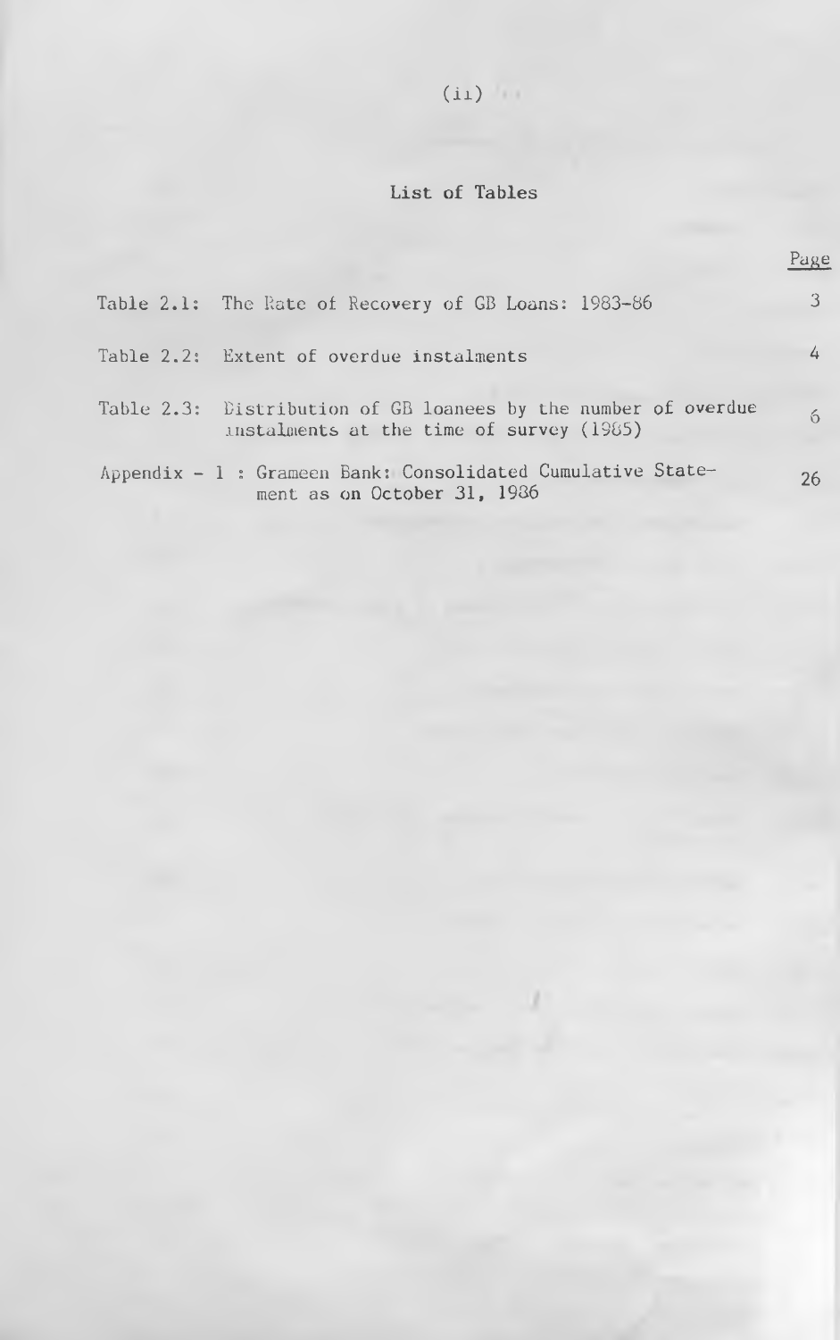## List of Tables

| | Page |
|---|---|
| Table 2.1: The Rate of Recovery of GB Loans: 1983-86 | 3 |
| Table 2.2: Extent of overdue instalments | 4 |
| Table 2.3: Distribution of GB loanees by the number of overdue instalments at the time of survey (1985) | 6 |
| Appendix - 1 : Grameen Bank: Consolidated Cumulative Statement as on October 31, 1986 | 26 |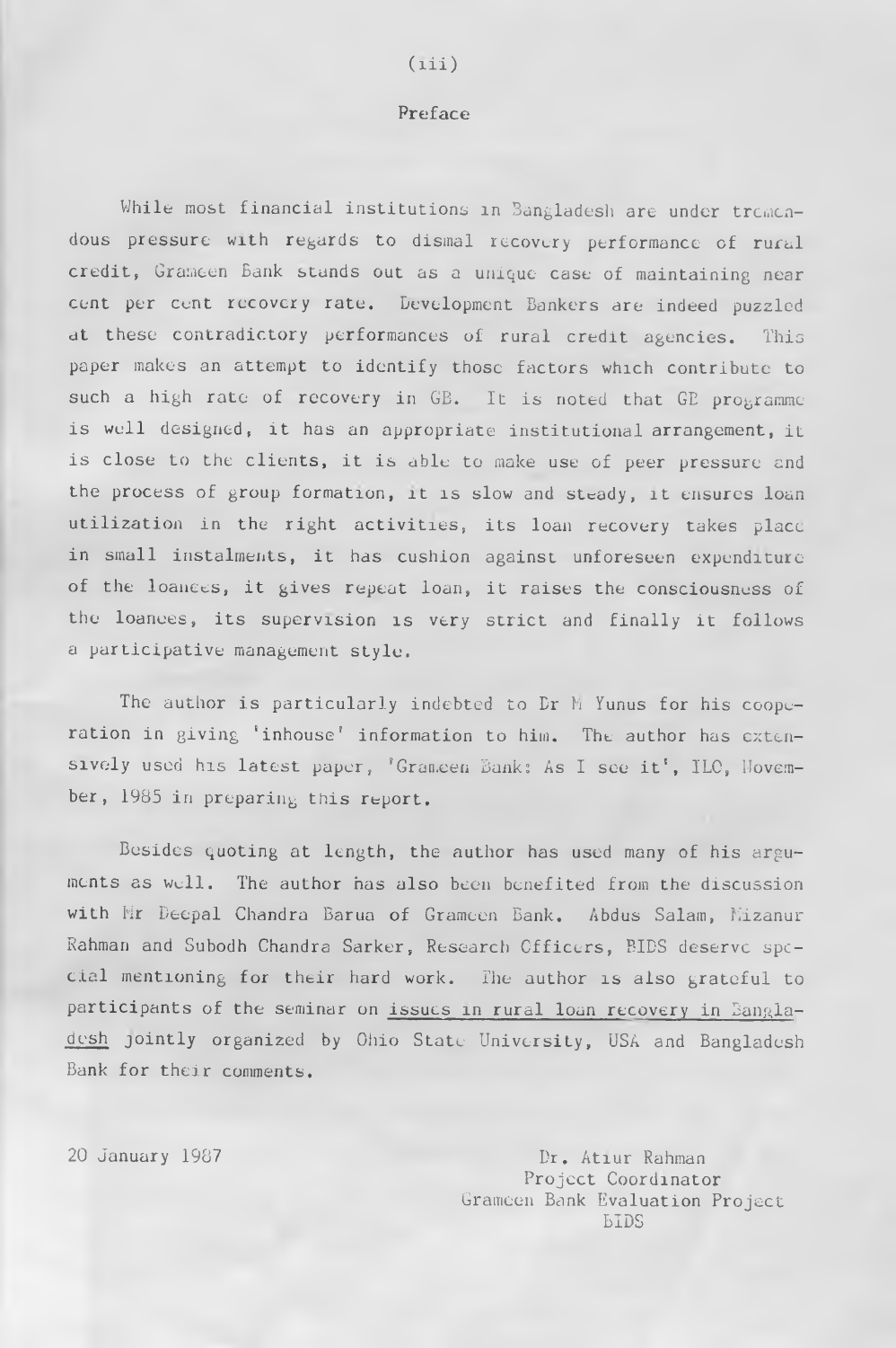## Preface

While most financial institutions in Bangladesh are under tremendous pressure with regards to dismal recovery performance of rural credit, Grameen Bank stands out as a unique case of maintaining near cent per cent recovery rate. Development Bankers are indeed puzzled at these contradictory performances of rural credit agencies. This paper makes an attempt to identify those factors which contribute to such a high rate of recovery in GB. It is noted that GB programme is well designed, it has an appropriate institutional arrangement, it is close to the clients, it is able to make use of peer pressure and the process of group formation, it is slow and steady, it ensures loan utilization in the right activities, its loan recovery takes place in small instalments, it has cushion against unforeseen expenditure of the loanees, it gives repeat loan, it raises the consciousness of the loanees, its supervision is very strict and finally it follows a participative management style.

The author is particularly indebted to Dr M Yunus for his cooperation in giving 'inhouse' information to him. The author has extensively used his latest paper, 'Grameen Bank: As I see it', ILO, November, 1985 in preparing this report.

Besides quoting at length, the author has used many of his arguments as well. The author has also been benefited from the discussion with Mr Deepal Chandra Barua of Grameen Bank. Abdus Salam, Mizanur Rahman and Subodh Chandra Sarker, Research Officers, BIDS deserve special mentioning for their hard work. The author is also grateful to participants of the seminar on issues in rural loan recovery in Bangladesh jointly organized by Ohio State University, USA and Bangladesh Bank for their comments.

20 January 1987

Dr. Atiur Rahman
Project Coordinator
Grameen Bank Evaluation Project
BIDS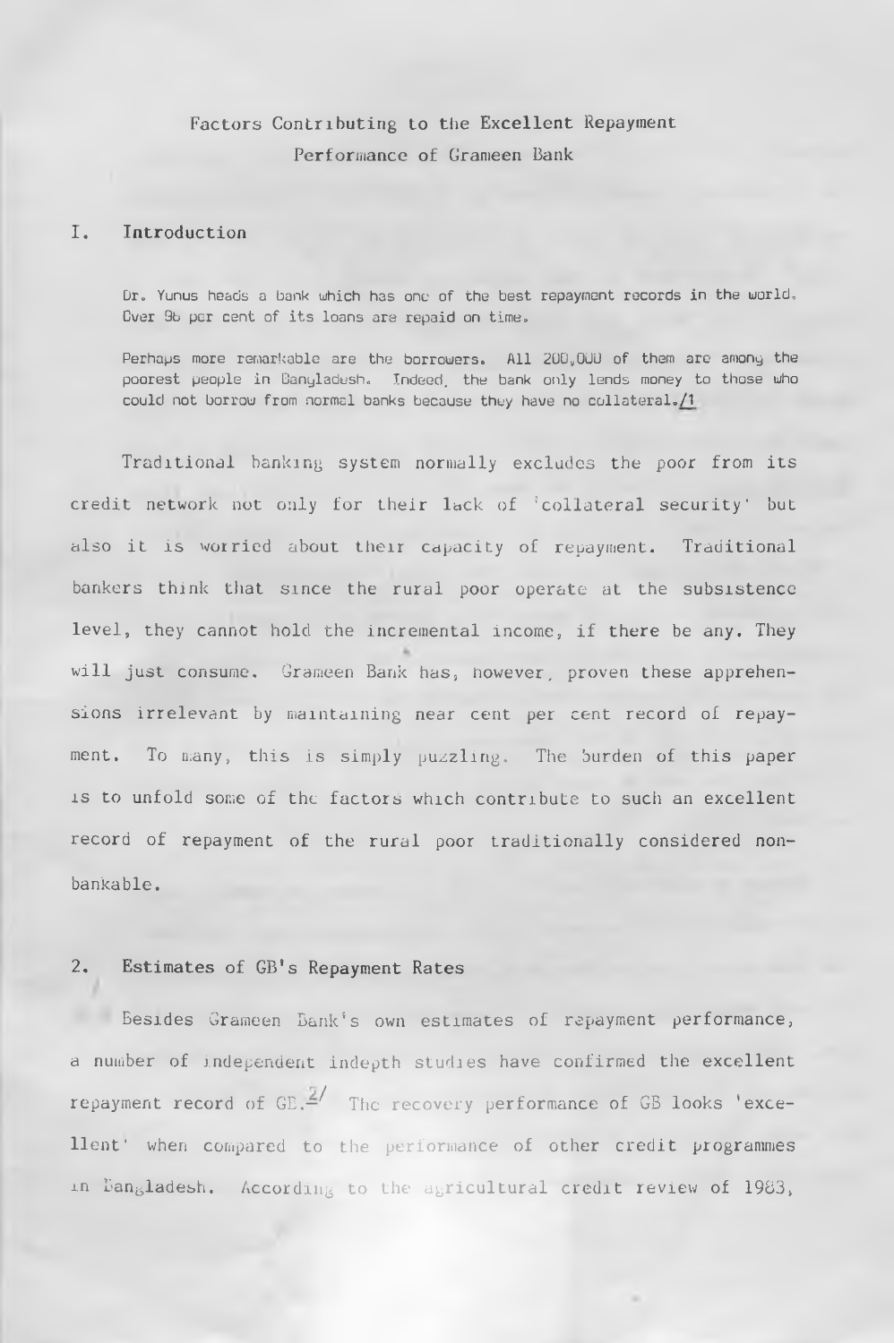Factors Contributing to the Excellent Repayment Performance of Grameen Bank

## I. Introduction

> Dr. Yunus heads a bank which has one of the best repayment records in the world. Over 96 per cent of its loans are repaid on time.
>
> Perhaps more remarkable are the borrowers. All 200,000 of them are among the poorest people in Bangladesh. Indeed, the bank only lends money to those who could not borrow from normal banks because they have no collateral./1

Traditional banking system normally excludes the poor from its credit network not only for their lack of 'collateral security' but also it is worried about their capacity of repayment. Traditional bankers think that since the rural poor operate at the subsistence level, they cannot hold the incremental income, if there be any. They will just consume. Grameen Bank has, however, proven these apprehensions irrelevant by maintaining near cent per cent record of repayment. To many, this is simply puzzling. The burden of this paper is to unfold some of the factors which contribute to such an excellent record of repayment of the rural poor traditionally considered non-bankable.

## 2. Estimates of GB's Repayment Rates

Besides Grameen Bank's own estimates of repayment performance, a number of independent indepth studies have confirmed the excellent repayment record of GB.[2/] The recovery performance of GB looks 'excellent' when compared to the performance of other credit programmes in Bangladesh. According to the agricultural credit review of 1983,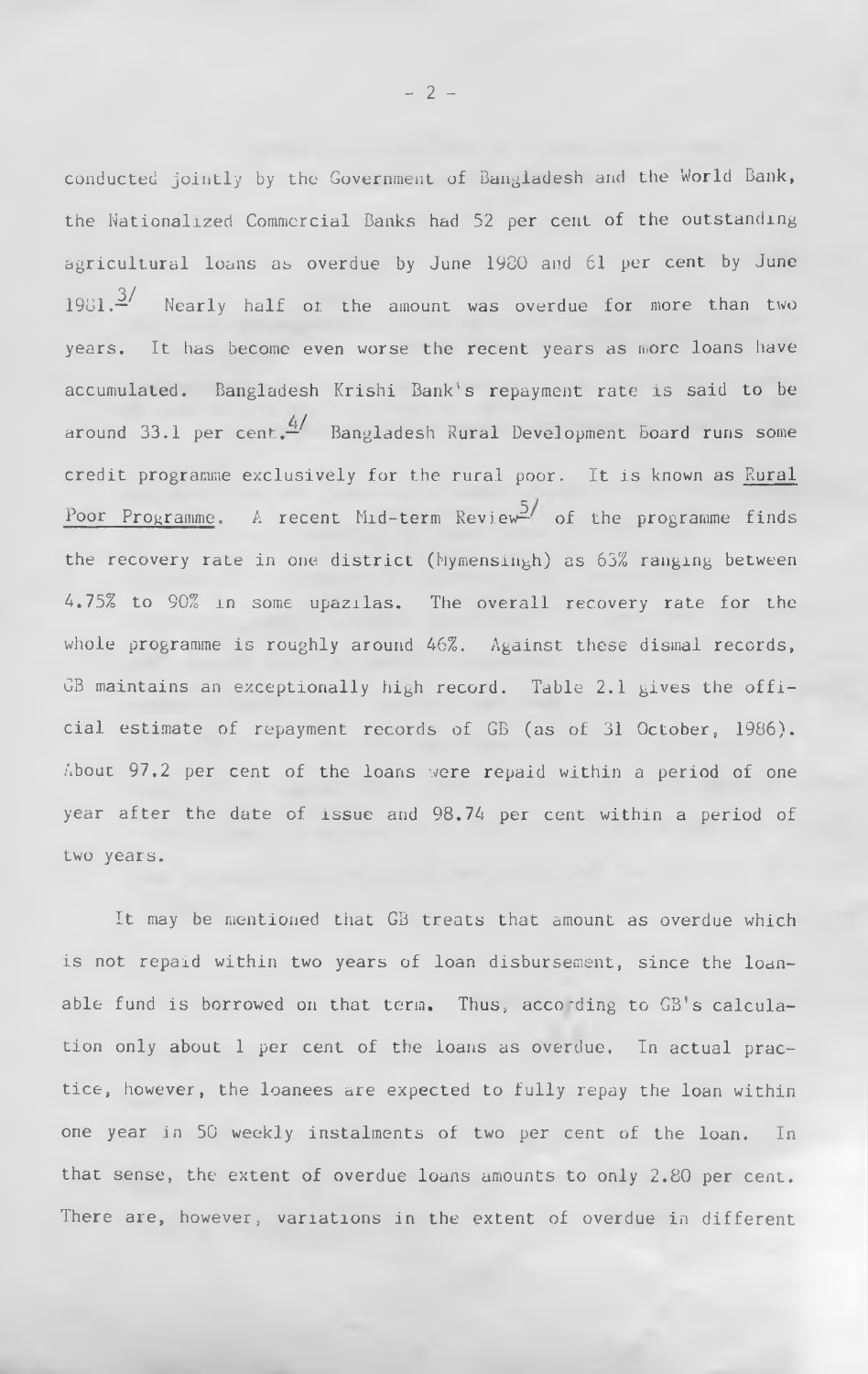conducted jointly by the Government of Bangladesh and the World Bank, the Nationalized Commercial Banks had 52 per cent of the outstanding agricultural loans as overdue by June 1980 and 61 per cent by June 1981.[3/] Nearly half of the amount was overdue for more than two years. It has become even worse the recent years as more loans have accumulated. Bangladesh Krishi Bank's repayment rate is said to be around 33.1 per cent.[4/] Bangladesh Rural Development Board runs some credit programme exclusively for the rural poor. It is known as Rural Poor Programme. A recent Mid-term Review[5/] of the programme finds the recovery rate in one district (Mymensingh) as 63% ranging between 4.75% to 90% in some upazilas. The overall recovery rate for the whole programme is roughly around 46%. Against these dismal records, GB maintains an exceptionally high record. Table 2.1 gives the official estimate of repayment records of GB (as of 31 October, 1986). About 97.2 per cent of the loans were repaid within a period of one year after the date of issue and 98.74 per cent within a period of two years.

It may be mentioned that GB treats that amount as overdue which is not repaid within two years of loan disbursement, since the loanable fund is borrowed on that term. Thus, according to GB's calculation only about 1 per cent of the loans as overdue. In actual practice, however, the loanees are expected to fully repay the loan within one year in 50 weekly instalments of two per cent of the loan. In that sense, the extent of overdue loans amounts to only 2.80 per cent. There are, however, variations in the extent of overdue in different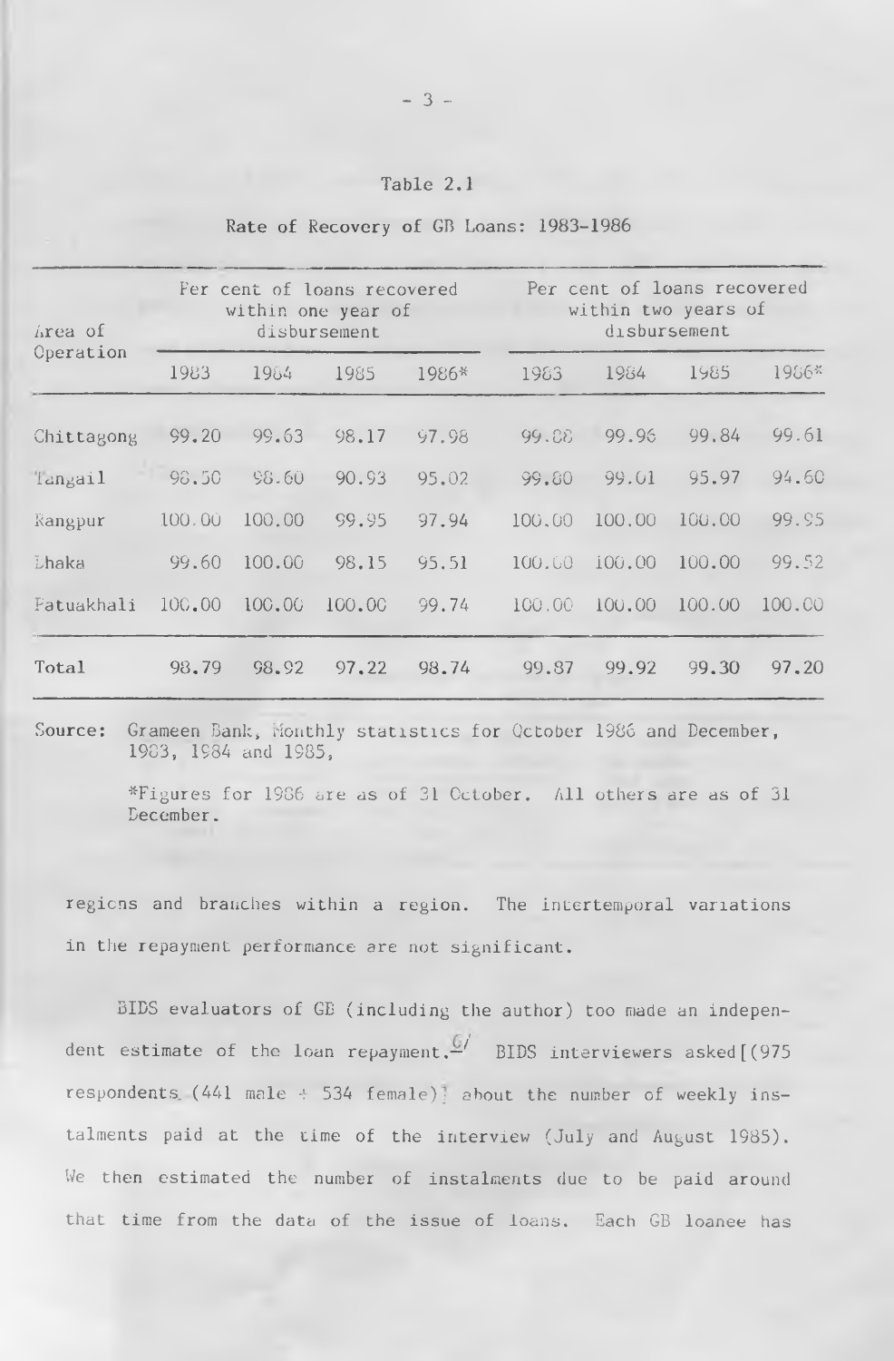Table 2.1

Rate of Recovery of GB Loans: 1983-1986

| Area of Operation | Per cent of loans recovered within one year of disbursement | | | | Per cent of loans recovered within two years of disbursement | | | |
|---|---|---|---|---|---|---|---|---|
| | 1983 | 1984 | 1985 | 1986* | 1983 | 1984 | 1985 | 1986* |
| Chittagong | 99.20 | 99.63 | 98.17 | 97.98 | 99.88 | 99.96 | 99.84 | 99.61 |
| Tangail | 98.50 | 98.60 | 90.93 | 95.02 | 99.80 | 99.01 | 95.97 | 94.60 |
| Rangpur | 100.00 | 100.00 | 99.95 | 97.94 | 100.00 | 100.00 | 100.00 | 99.95 |
| Dhaka | 99.60 | 100.00 | 98.15 | 95.51 | 100.00 | 100.00 | 100.00 | 99.52 |
| Patuakhali | 100.00 | 100.00 | 100.00 | 99.74 | 100.00 | 100.00 | 100.00 | 100.00 |
| Total | 98.79 | 98.92 | 97.22 | 98.74 | 99.87 | 99.92 | 99.30 | 97.20 |

Source: Grameen Bank, Monthly statistics for October 1986 and December, 1983, 1984 and 1985,

*Figures for 1986 are as of 31 October. All others are as of 31 December.

regions and branches within a region. The intertemporal variations in the repayment performance are not significant.

BIDS evaluators of GB (including the author) too made an independent estimate of the loan repayment.[6] BIDS interviewers asked 975 respondents (441 male + 534 female) about the number of weekly instalments paid at the time of the interview (July and August 1985). We then estimated the number of instalments due to be paid around that time from the data of the issue of loans. Each GB loanee has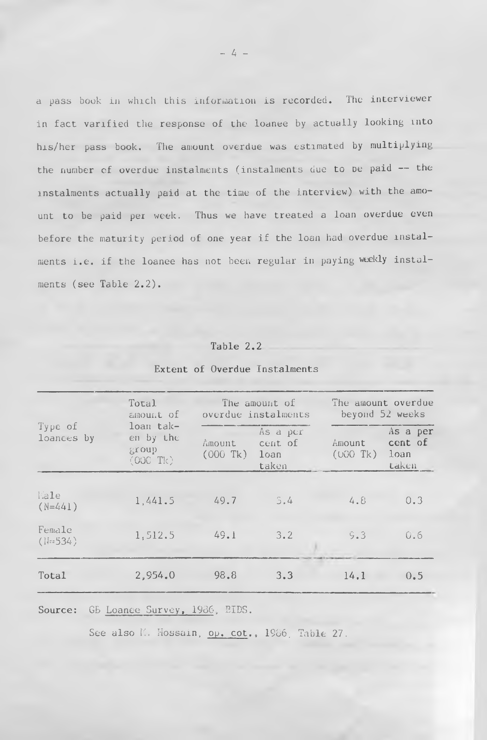a pass book in which this information is recorded. The interviewer in fact varified the response of the loanee by actually looking into his/her pass book. The amount overdue was estimated by multiplying the number of overdue instalments (instalments due to be paid -- the instalments actually paid at the time of the interview) with the amount to be paid per week. Thus we have treated a loan overdue even before the maturity period of one year if the loan had overdue instalments i.e. if the loanee has not been regular in paying weekly instalments (see Table 2.2).

Table 2.2

Extent of Overdue Instalments

| Type of loanees by | Total amount of loan taken by the group (000 Tk) | The amount of overdue instalments | | The amount overdue beyond 52 weeks | |
|---|---|---|---|---|---|
| | | Amount (000 Tk) | As a per cent of loan taken | Amount (000 Tk) | As a per cent of loan taken |
| Male (N=441) | 1,441.5 | 49.7 | 3.4 | 4.8 | 0.3 |
| Female (N=534) | 1,512.5 | 49.1 | 3.2 | 9.3 | 0.6 |
| Total | 2,954.0 | 98.8 | 3.3 | 14.1 | 0.5 |

Source: GB Loanee Survey, 1986, BIDS.

See also M. Hossain, op. cot., 1986, Table 27.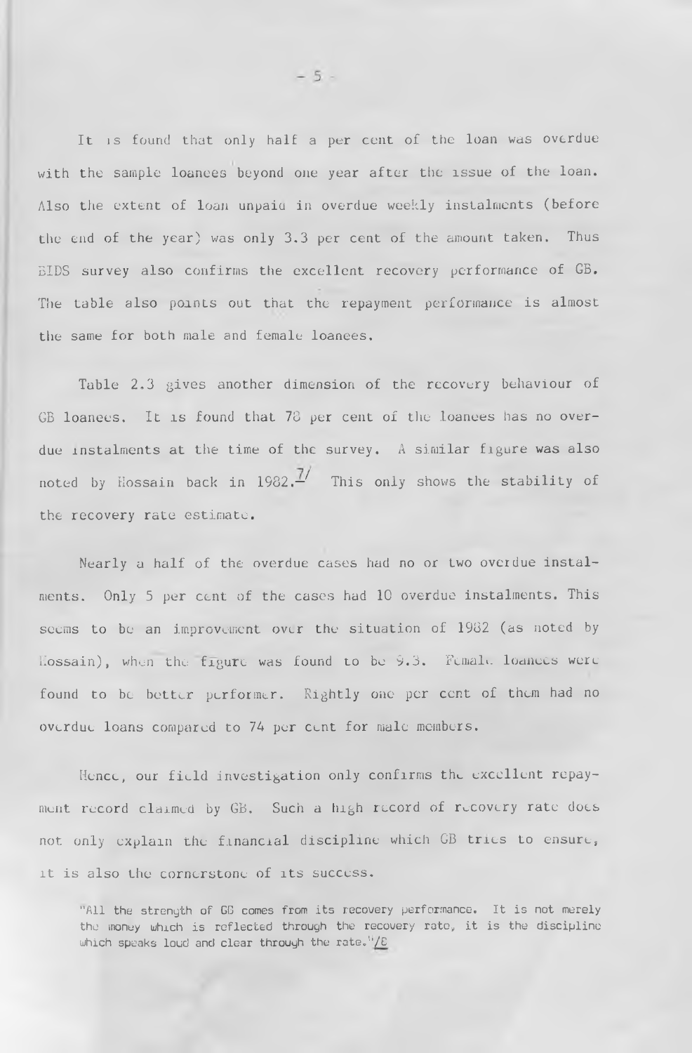It is found that only half a per cent of the loan was overdue with the sample loanees beyond one year after the issue of the loan. Also the extent of loan unpaid in overdue weekly instalments (before the end of the year) was only 3.3 per cent of the amount taken. Thus BIDS survey also confirms the excellent recovery performance of GB. The table also points out that the repayment performance is almost the same for both male and female loanees.

Table 2.3 gives another dimension of the recovery behaviour of GB loanees. It is found that 78 per cent of the loanees has no overdue instalments at the time of the survey. A similar figure was also noted by Hossain back in 1982.[7/] This only shows the stability of the recovery rate estimate.

Nearly a half of the overdue cases had no or two overdue instalments. Only 5 per cent of the cases had 10 overdue instalments. This seems to be an improvement over the situation of 1982 (as noted by Hossain), when the figure was found to be 9.3. Female loanees were found to be better performer. Eightly one per cent of them had no overdue loans compared to 74 per cent for male members.

Hence, our field investigation only confirms the excellent repayment record claimed by GB. Such a high record of recovery rate does not only explain the financial discipline which GB tries to ensure, it is also the cornerstone of its success.

> "All the strength of GB comes from its recovery performance. It is not merely the money which is reflected through the recovery rate, it is the discipline which speaks loud and clear through the rate."[/8]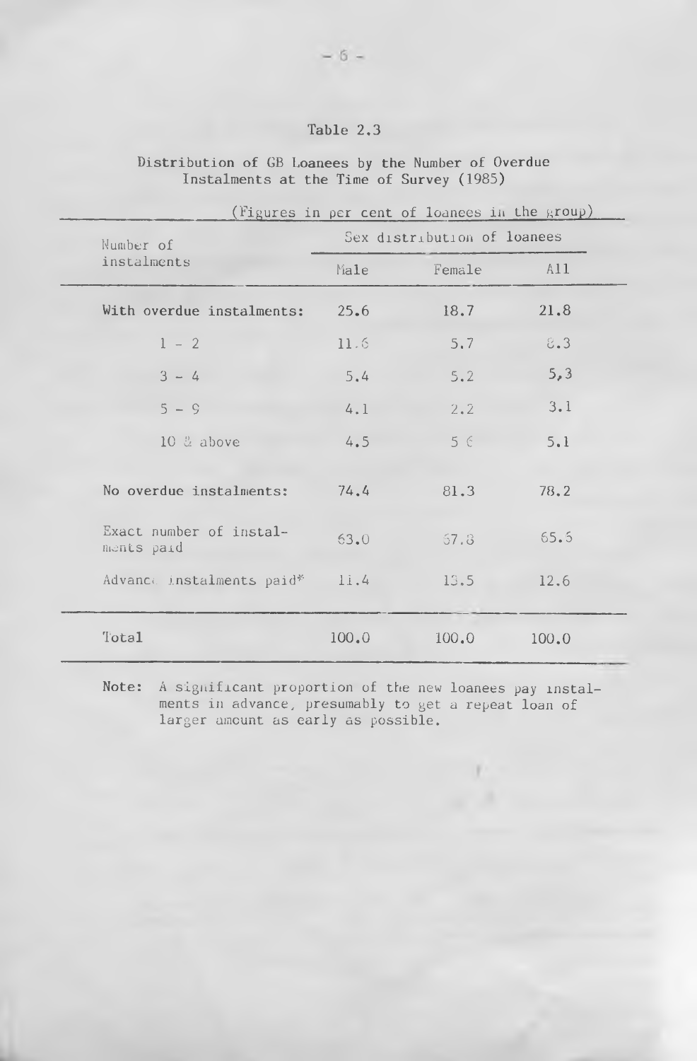Table 2.3

Distribution of GB Loanees by the Number of Overdue Instalments at the Time of Survey (1985)

(Figures in per cent of loanees in the group)

| Number of instalments | Sex distribution of loanees | | |
|---|---|---|---|
| | Male | Female | All |
| With overdue instalments: | 25.6 | 18.7 | 21.8 |
| 1 - 2 | 11.6 | 5.7 | 8.3 |
| 3 - 4 | 5.4 | 5.2 | 5,3 |
| 5 - 9 | 4.1 | 2.2 | 3.1 |
| 10 & above | 4.5 | 5.6 | 5.1 |
| No overdue instalments: | 74.4 | 81.3 | 78.2 |
| Exact number of instalments paid | 63.0 | 67.8 | 65.6 |
| Advance instalments paid* | 11.4 | 13.5 | 12.6 |
| Total | 100.0 | 100.0 | 100.0 |

**Note:** A significant proportion of the new loanees pay instalments in advance, presumably to get a repeat loan of larger amount as early as possible.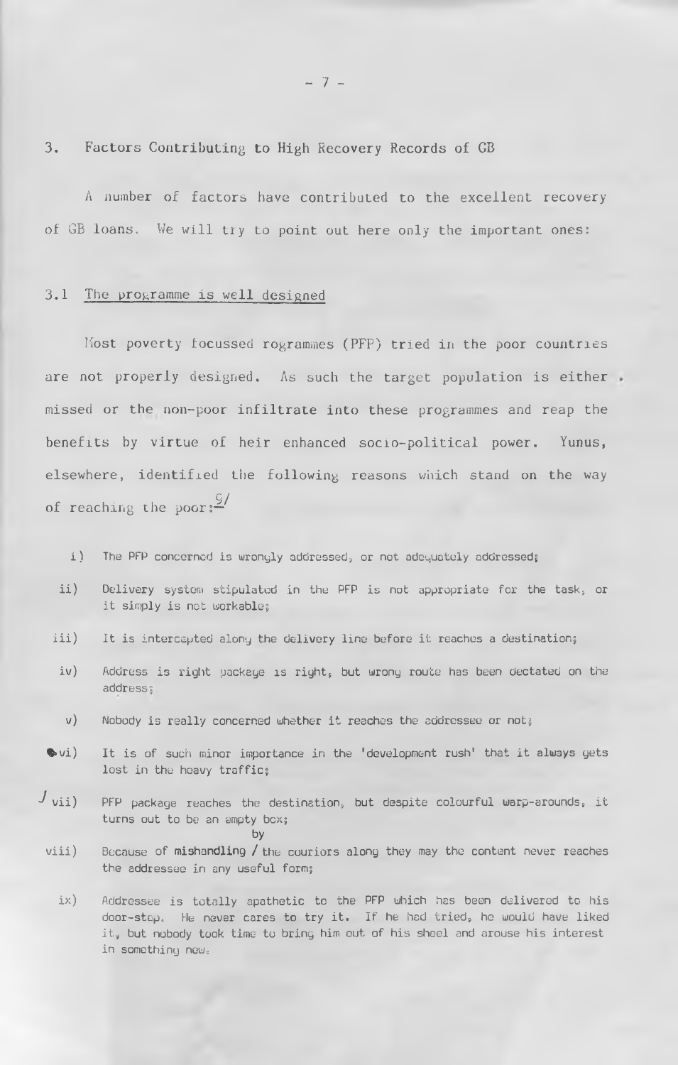## 3. Factors Contributing to High Recovery Records of GB

A number of factors have contributed to the excellent recovery of GB loans. We will try to point out here only the important ones:

### 3.1 The programme is well designed

Most poverty focussed rogrammes (PFP) tried in the poor countries are not properly designed. As such the target population is either missed or the non-poor infiltrate into these programmes and reap the benefits by virtue of heir enhanced socio-political power. Yunus, elsewhere, identified the following reasons which stand on the way of reaching the poor:[9/]

i) The PFP concerned is wrongly addressed, or not adequately addressed;

ii) Delivery system stipulated in the PFP is not appropriate for the task, or it simply is not workable;

iii) It is intercepted along the delivery line before it reaches a destination;

iv) Address is right package is right, but wrong route has been dectated on the address;

v) Nobody is really concerned whether it reaches the addressee or not;

vi) It is of such minor importance in the 'development rush' that it always gets lost in the heavy traffic;

vii) PFP package reaches the destination, but despite colourful warp-arounds, it turns out to be an empty box;

viii) Because of mishandling / by the couriors along they may the content never reaches the addressee in any useful form;

ix) Addressee is totally apathetic to the PFP which has been delivered to his door-step. He never cares to try it. If he had tried, he would have liked it, but nobody took time to bring him out of his sheel and arouse his interest in something new.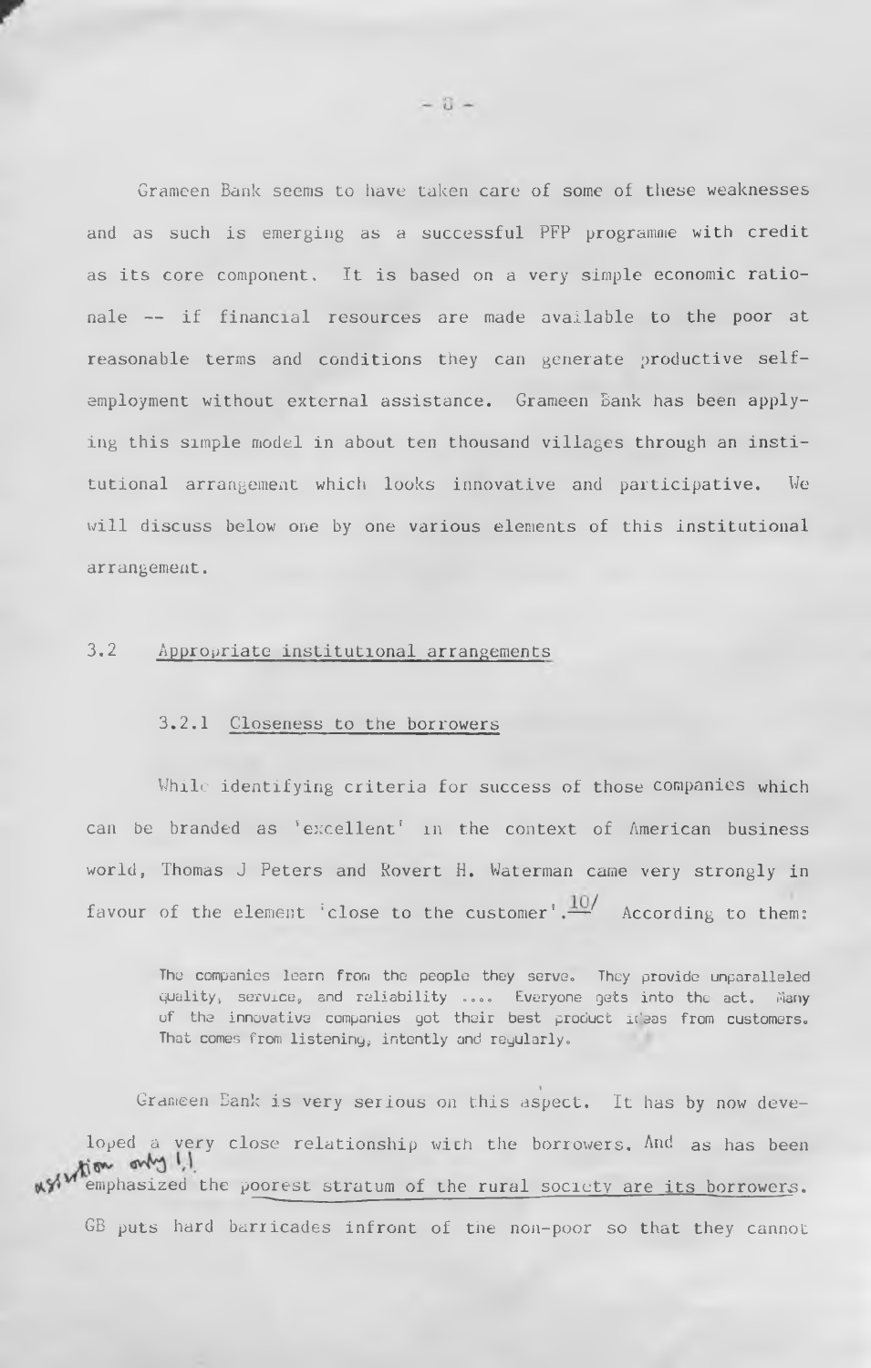Grameen Bank seems to have taken care of some of these weaknesses and as such is emerging as a successful PFP programme with credit as its core component. It is based on a very simple economic rationale -- if financial resources are made available to the poor at reasonable terms and conditions they can generate productive self-employment without external assistance. Grameen Bank has been applying this simple model in about ten thousand villages through an institutional arrangement which looks innovative and participative. We will discuss below one by one various elements of this institutional arrangement.

## 3.2 Appropriate institutional arrangements

### 3.2.1 Closeness to the borrowers

While identifying criteria for success of those companies which can be branded as 'excellent' in the context of American business world, Thomas J Peters and Rovert H. Waterman came very strongly in favour of the element 'close to the customer'.[10/] According to them:

> The companies learn from the people they serve. They provide unparalleled quality, service, and reliability .... Everyone gets into the act. Many of the innovative companies got their best product ideas from customers. That comes from listening, intently and regularly.

Grameen Bank is very serious on this aspect. It has by now developed a very close relationship with the borrowers. And as has been emphasized the poorest stratum of the rural society are its borrowers. GB puts hard barricades infront of the non-poor so that they cannot

*assertion only !.!*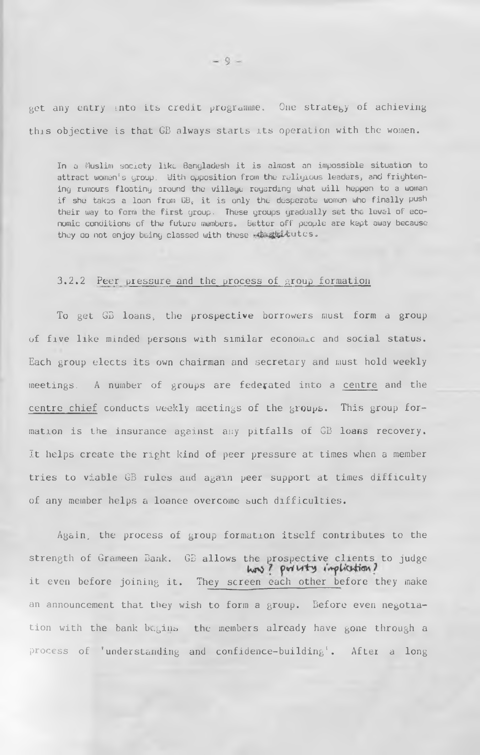get any entry into its credit programme. One strategy of achieving this objective is that GB always starts its operation with the women.

> In a Muslim society like Bangladesh it is almost an impossible situation to attract women's group. With opposition from the religious leaders, and frightening rumours floating around the village regarding what will happen to a woman if she takes a loan from GB, it is only the desperate women who finally push their way to form the first group. These groups gradually set the level of economic conditions of the future members. Better off people are kept away because they do not enjoy being classed with these destitutes.

### 3.2.2 Peer pressure and the process of group formation

To get GB loans, the prospective borrowers must form a group of five like minded persons with similar economic and social status. Each group elects its own chairman and secretary and must hold weekly meetings. A number of groups are federated into a centre and the centre chief conducts weekly meetings of the groups. This group formation is the insurance against any pitfalls of GB loans recovery. It helps create the right kind of peer pressure at times when a member tries to viable GB rules and again peer support at times difficulty of any member helps a loanee overcome such difficulties.

Again, the process of group formation itself contributes to the strength of Grameen Bank. GB allows the prospective clients to judge it even before joining it. They screen each other before they make an announcement that they wish to form a group. Before even negotiation with the bank begins the members already have gone through a process of 'understanding and confidence-building'. After a long

how? poverty implication?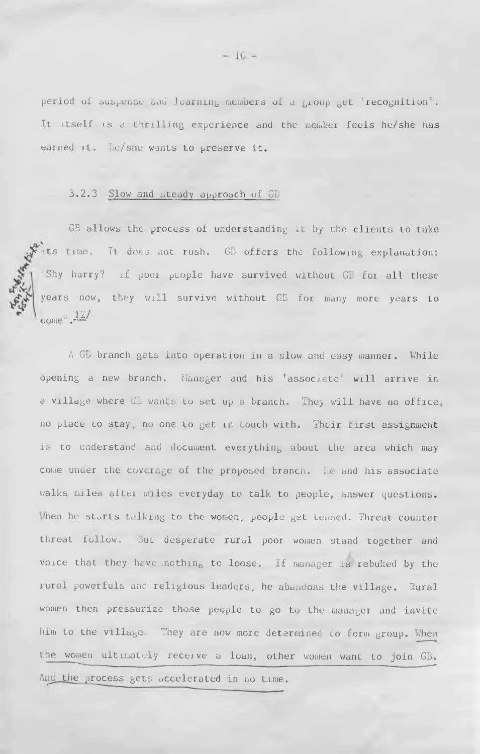period of suspense and learning members of a group get 'recognition'. It itself is a thrilling experience and the member feels he/she has earned it. He/she wants to preserve it.

### 3.2.3 Slow and steady approach of GB

GB allows the process of understanding it by the clients to take its time. It does not rush. GB offers the following explanation: 'Why hurry? If poor people have survived without GB for all these years now, they will survive without GB for many more years to come".[12]

A GB branch gets into operation in a slow and easy manner. While opening a new branch. Manager and his 'associate' will arrive in a village where GB wants to set up a branch. They will have no office, no place to stay, no one to get in touch with. Their first assignment is to understand and document everything about the area which may come under the coverage of the proposed branch. He and his associate walks miles after miles everyday to talk to people, answer questions. When he starts talking to the women, people get tensed. Threat counter threat follow. But desperate rural poor women stand together and voice that they have nothing to loose. If manager is rebuked by the rural powerfuls and religious leaders, he abandons the village. Rural women then pressurize those people to go to the manager and invite him to the village. They are now more determined to form group. When the women ultimately receive a loan, other women want to join GB. And the process gets accelerated in no time.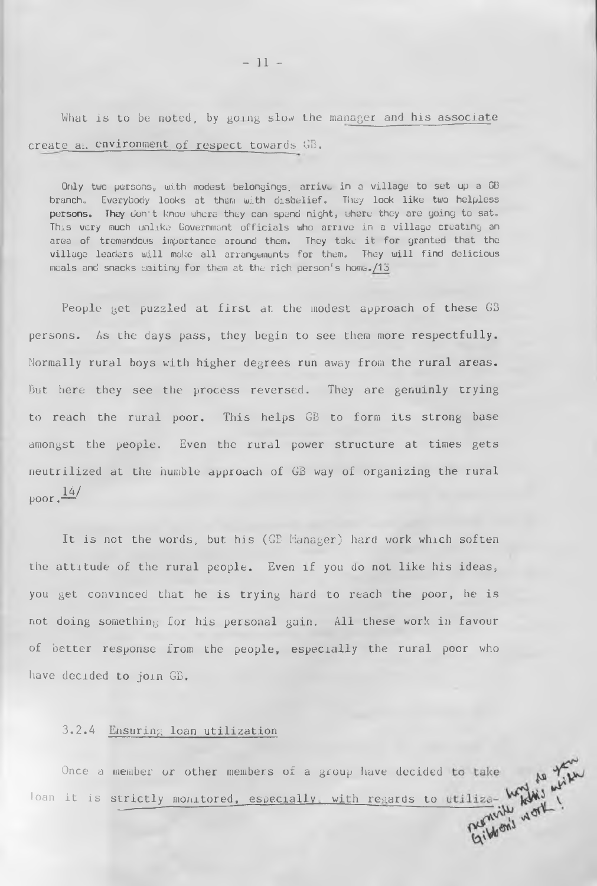What is to be noted, by going slow the manager and his associate create an environment of respect towards GB.

> Only two persons, with modest belongings, arrive in a village to set up a GB branch. Everybody looks at them with disbelief. They look like two helpless persons. They don't know where they can spend night, where they are going to eat. This very much unlike Government officials who arrive in a village creating an area of tremendous importance around them. They take it for granted that the village leaders will make all arrangements for them. They will find delicious meals and snacks waiting for them at the rich person's home./13

People get puzzled at first at the modest approach of these GB persons. As the days pass, they begin to see them more respectfully. Normally rural boys with higher degrees run away from the rural areas. But here they see the process reversed. They are genuinly trying to reach the rural poor. This helps GB to form its strong base amongst the people. Even the rural power structure at times gets neutrilized at the humble approach of GB way of organizing the rural poor.[14/]

It is not the words, but his (GB Manager) hard work which soften the attitude of the rural people. Even if you do not like his ideas, you get convinced that he is trying hard to reach the poor, he is not doing something for his personal gain. All these work in favour of better response from the people, especially the rural poor who have decided to join GB.

### 3.2.4 Ensuring loan utilization

Once a member or other members of a group have decided to take loan it is strictly monitored, especially with regards to utiliza-

how do you reconcile this with Gibbon's work!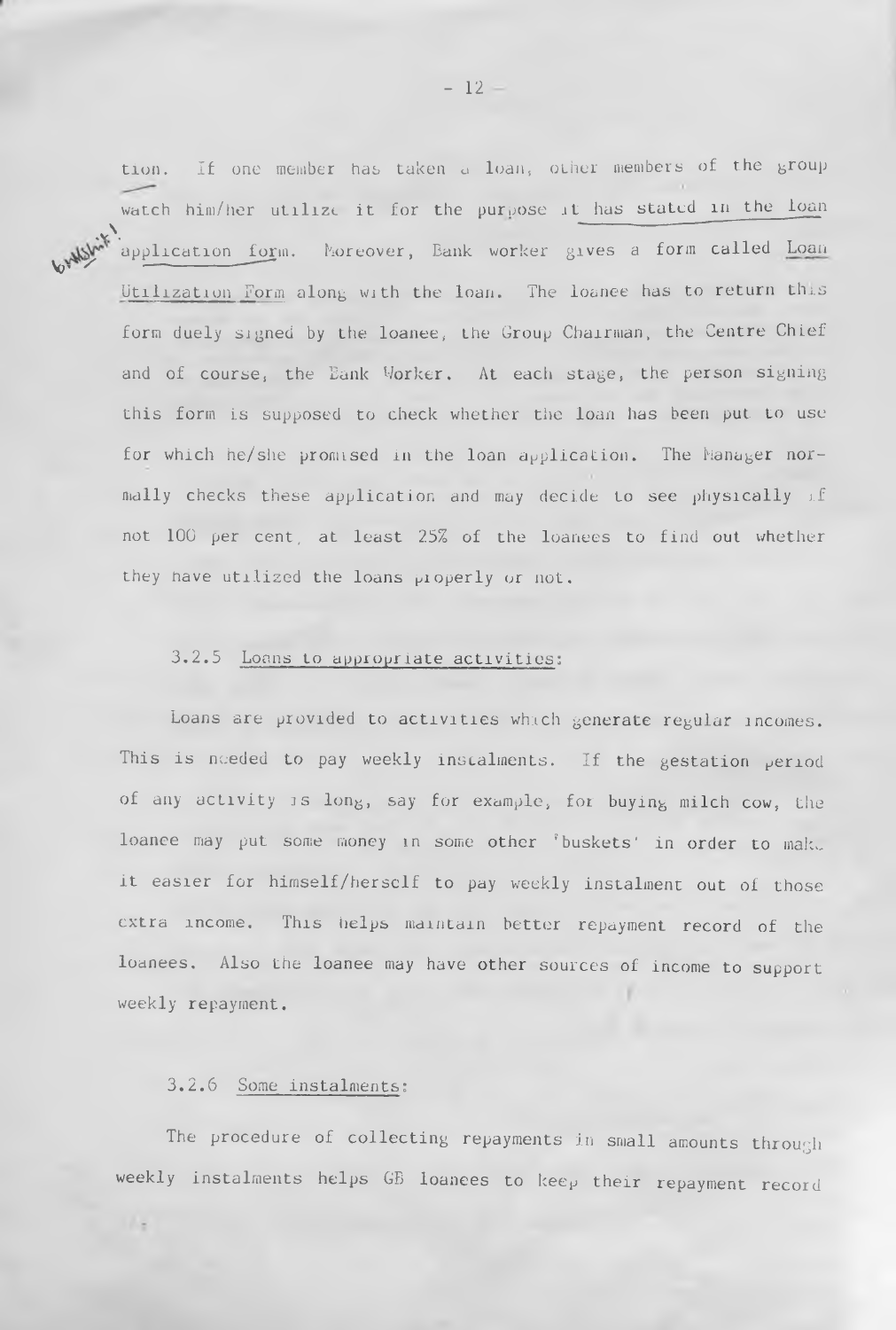tion. If one member has taken a loan, other members of the group watch him/her utilize it for the purpose it has stated in the loan application form. Moreover, Bank worker gives a form called Loan Utilization Form along with the loan. The loanee has to return this form duely signed by the loanee, the Group Chairman, the Centre Chief and of course, the Bank Worker. At each stage, the person signing this form is supposed to check whether the loan has been put to use for which he/she promised in the loan application. The Manager normally checks these application and may decide to see physically if not 100 per cent, at least 25% of the loanees to find out whether they have utilized the loans properly or not.

### 3.2.5 Loans to appropriate activities:

Loans are provided to activities which generate regular incomes. This is needed to pay weekly instalments. If the gestation period of any activity is long, say for example, for buying milch cow, the loanee may put some money in some other 'buskets' in order to make it easier for himself/herself to pay weekly instalment out of those extra income. This helps maintain better repayment record of the loanees. Also the loanee may have other sources of income to support weekly repayment.

### 3.2.6 Some instalments:

The procedure of collecting repayments in small amounts through weekly instalments helps GB loanees to keep their repayment record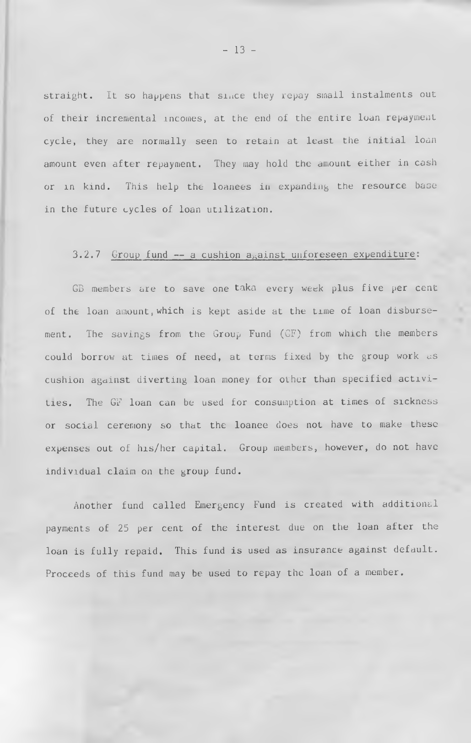straight. It so happens that since they repay small instalments out of their incremental incomes, at the end of the entire loan repayment cycle, they are normally seen to retain at least the initial loan amount even after repayment. They may hold the amount either in cash or in kind. This help the loanees in expanding the resource base in the future cycles of loan utilization.

3.2.7 <u>Group fund -- a cushion against unforeseen expenditure</u>:

GB members are to save one taka every week plus five per cent of the loan amount, which is kept aside at the time of loan disbursement. The savings from the Group Fund (GF) from which the members could borrow at times of need, at terms fixed by the group work as cushion against diverting loan money for other than specified activities. The GF loan can be used for consumption at times of sickness or social ceremony so that the loanee does not have to make these expenses out of his/her capital. Group members, however, do not have individual claim on the group fund.

Another fund called Emergency Fund is created with additional payments of 25 per cent of the interest due on the loan after the loan is fully repaid. This fund is used as insurance against default. Proceeds of this fund may be used to repay the loan of a member.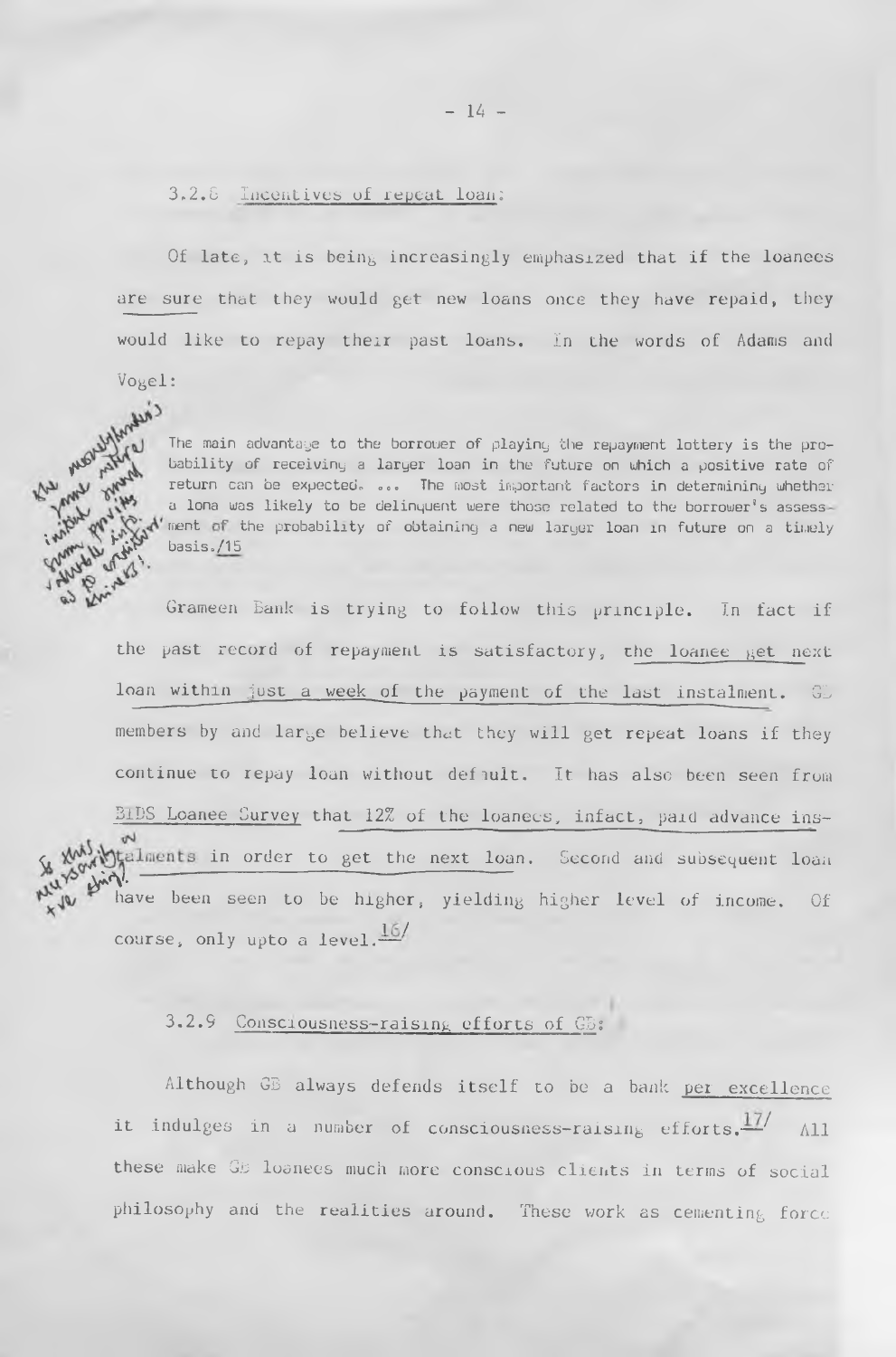### 3.2.8 Incentives of repeat loan:

Of late, it is being increasingly emphasized that if the loanees are sure that they would get new loans once they have repaid, they would like to repay their past loans. In the words of Adams and Vogel:

> The main advantage to the borrower of playing the repayment lottery is the probability of receiving a larger loan in the future on which a positive rate of return can be expected. ... The most important factors in determining whether a lona was likely to be delinquent were those related to the borrower's assessment of the probability of obtaining a new larger loan in future on a timely basis./15

Grameen Bank is trying to follow this principle. In fact if the past record of repayment is satisfactory, the loanee get next loan within just a week of the payment of the last instalment. GB members by and large believe that they will get repeat loans if they continue to repay loan without default. It has also been seen from BIDS Loanee Survey that 12% of the loanees, infact, paid advance instalments in order to get the next loan. Second and subsequent loan have been seen to be higher, yielding higher level of income. Of course, only upto a level.[16]

### 3.2.9 Consciousness-raising efforts of GB:

Although GB always defends itself to be a bank per excellence it indulges in a number of consciousness-raising efforts.[17] All these make GB loanees much more conscious clients in terms of social philosophy and the realities around. These work as cementing force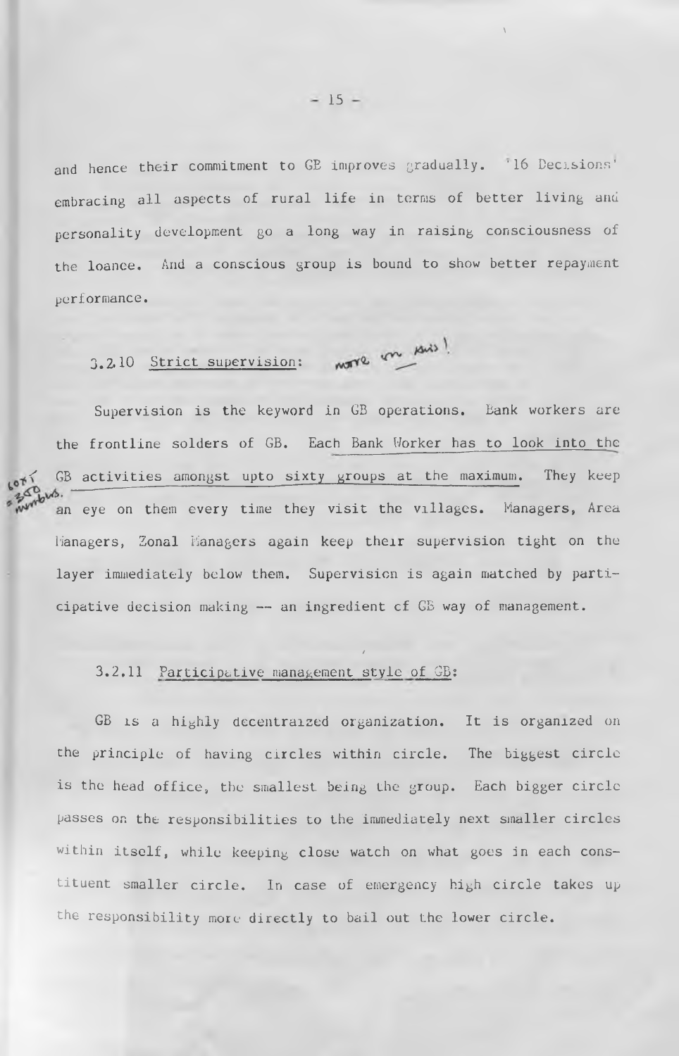and hence their commitment to GB improves gradually. '16 Decisions' embracing all aspects of rural life in terms of better living and personality development go a long way in raising consciousness of the loanee. And a conscious group is bound to show better repayment performance.

### 3.2.10 Strict supervision:

Supervision is the keyword in GB operations. Bank workers are the frontline solders of GB. Each Bank Worker has to look into the GB activities amongst upto sixty groups at the maximum. They keep an eye on them every time they visit the villages. Managers, Area Managers, Zonal Managers again keep their supervision tight on the layer immediately below them. Supervision is again matched by participative decision making -- an ingredient of GB way of management.

### 3.2.11 Participative management style of GB:

GB is a highly decentraized organization. It is organized on the principle of having circles within circle. The biggest circle is the head office, the smallest being the group. Each bigger circle passes on the responsibilities to the immediately next smaller circles within itself, while keeping close watch on what goes in each constituent smaller circle. In case of emergency high circle takes up the responsibility more directly to bail out the lower circle.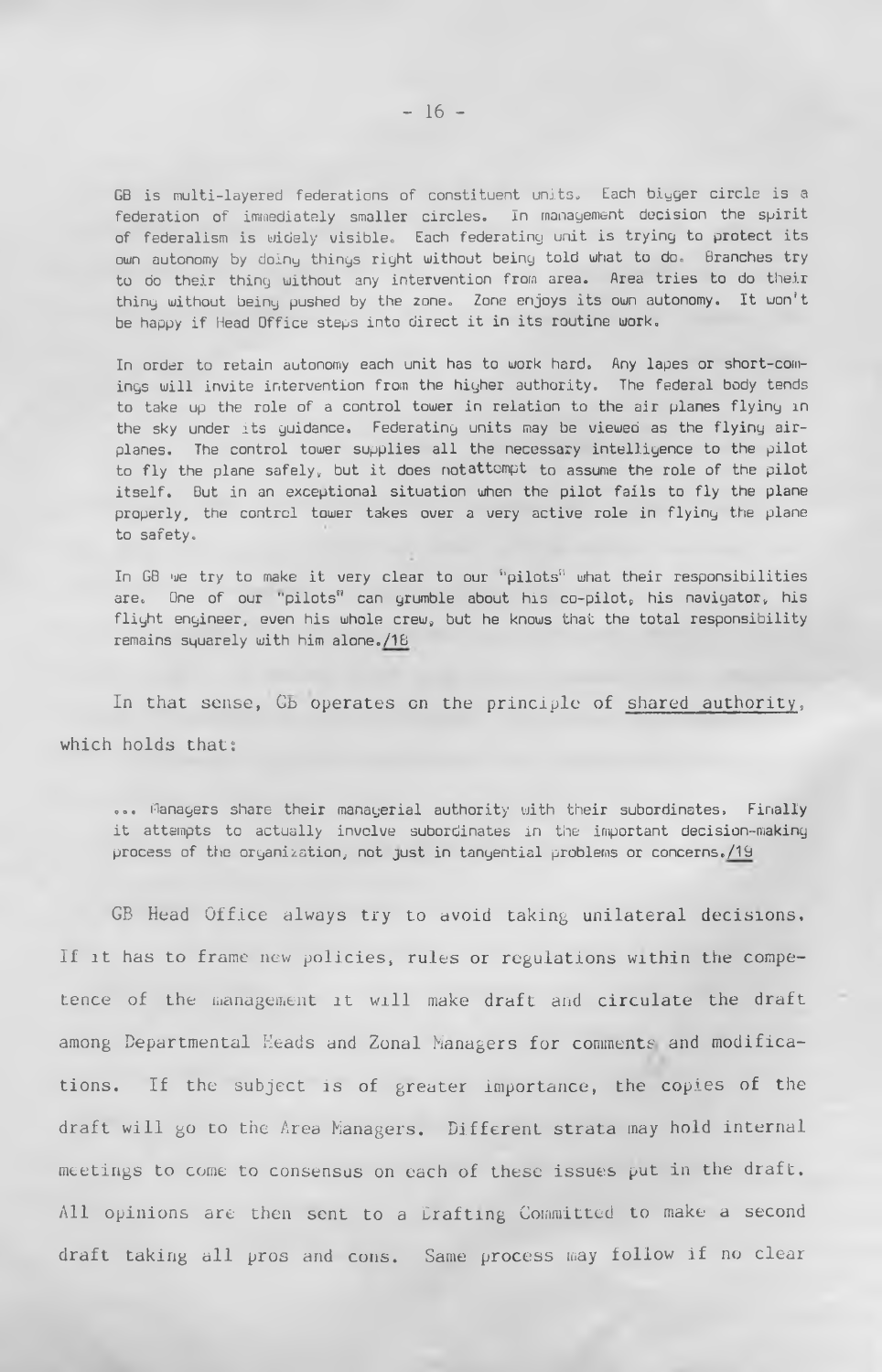> GB is multi-layered federations of constituent units. Each bigger circle is a federation of immediately smaller circles. In management decision the spirit of federalism is widely visible. Each federating unit is trying to protect its own autonomy by doing things right without being told what to do. Branches try to do their thing without any intervention from area. Area tries to do their thing without being pushed by the zone. Zone enjoys its own autonomy. It won't be happy if Head Office steps into direct it in its routine work.
>
> In order to retain autonomy each unit has to work hard. Any lapes or short-comings will invite intervention from the higher authority. The federal body tends to take up the role of a control tower in relation to the air planes flying in the sky under its guidance. Federating units may be viewed as the flying airplanes. The control tower supplies all the necessary intelligence to the pilot to fly the plane safely, but it does notattempt to assume the role of the pilot itself. But in an exceptional situation when the pilot fails to fly the plane properly, the control tower takes over a very active role in flying the plane to safety.
>
> In GB we try to make it very clear to our "pilots" what their responsibilities are. One of our "pilots" can grumble about his co-pilot, his navigator, his flight engineer, even his whole crew, but he knows that the total responsibility remains squarely with him alone./18

In that sense, GB operates on the principle of <u>shared authority</u>, which holds that:

> ... Managers share their managerial authority with their subordinates. Finally it attempts to actually involve subordinates in the important decision-making process of the organization, not just in tangential problems or concerns./19

GB Head Office always try to avoid taking unilateral decisions. If it has to frame new policies, rules or regulations within the competence of the management it will make draft and circulate the draft among Departmental Heads and Zonal Managers for comments and modifications. If the subject is of greater importance, the copies of the draft will go to the Area Managers. Different strata may hold internal meetings to come to consensus on each of these issues put in the draft. All opinions are then sent to a Drafting Committed to make a second draft taking all pros and cons. Same process may follow if no clear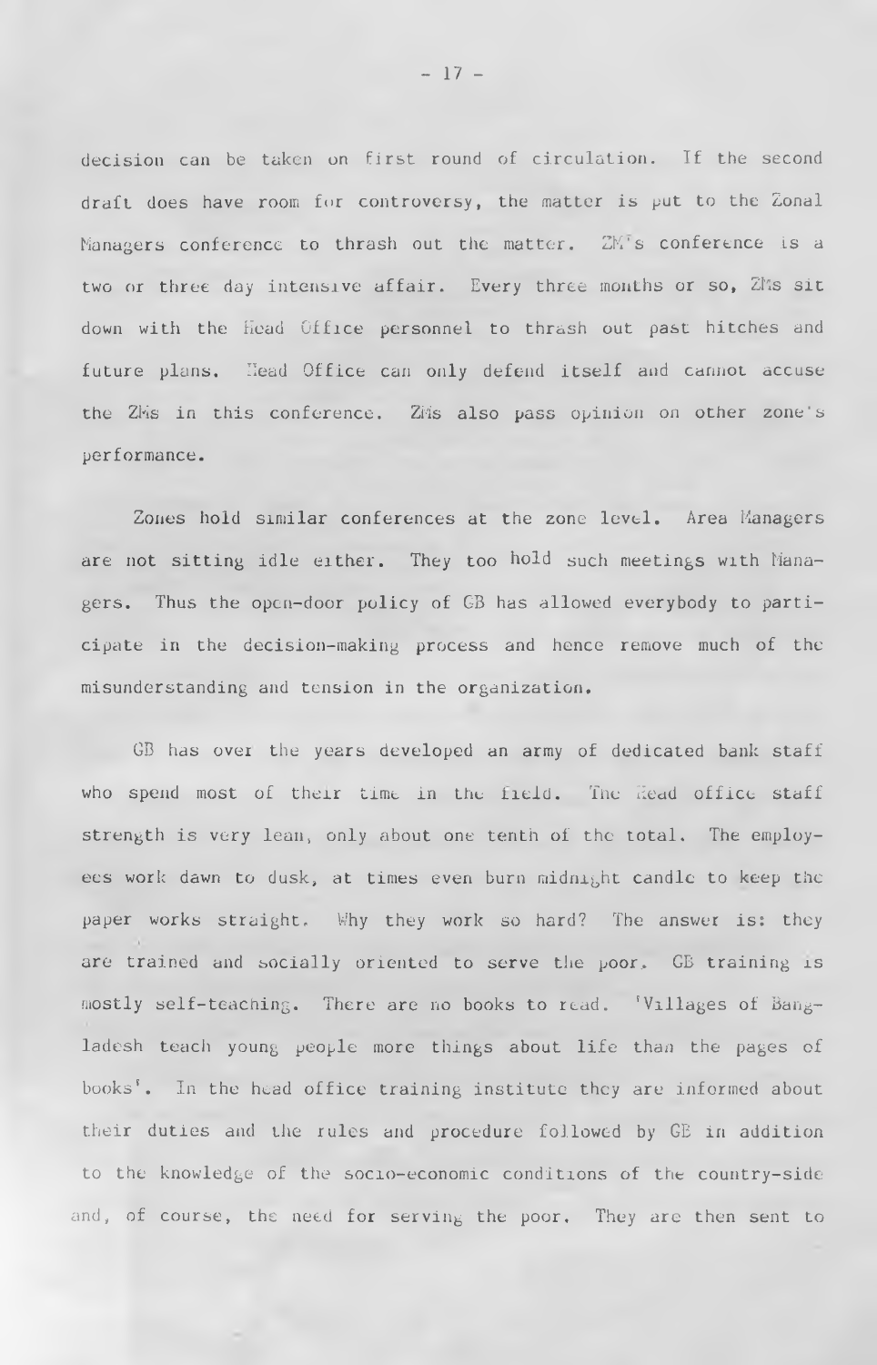decision can be taken on first round of circulation. If the second draft does have room for controversy, the matter is put to the Zonal Managers conference to thrash out the matter. ZM's conference is a two or three day intensive affair. Every three months or so, ZMs sit down with the Head Office personnel to thrash out past hitches and future plans. Head Office can only defend itself and cannot accuse the ZMs in this conference. ZMs also pass opinion on other zone's performance.

Zones hold similar conferences at the zone level. Area Managers are not sitting idle either. They too hold such meetings with Managers. Thus the open-door policy of GB has allowed everybody to participate in the decision-making process and hence remove much of the misunderstanding and tension in the organization.

GB has over the years developed an army of dedicated bank staff who spend most of their time in the field. The Head office staff strength is very lean, only about one tenth of the total. The employees work dawn to dusk, at times even burn midnight candle to keep the paper works straight. Why they work so hard? The answer is: they are trained and socially oriented to serve the poor. GB training is mostly self-teaching. There are no books to read. 'Villages of Bangladesh teach young people more things about life than the pages of books'. In the head office training institute they are informed about their duties and the rules and procedure followed by GB in addition to the knowledge of the socio-economic conditions of the country-side and, of course, the need for serving the poor. They are then sent to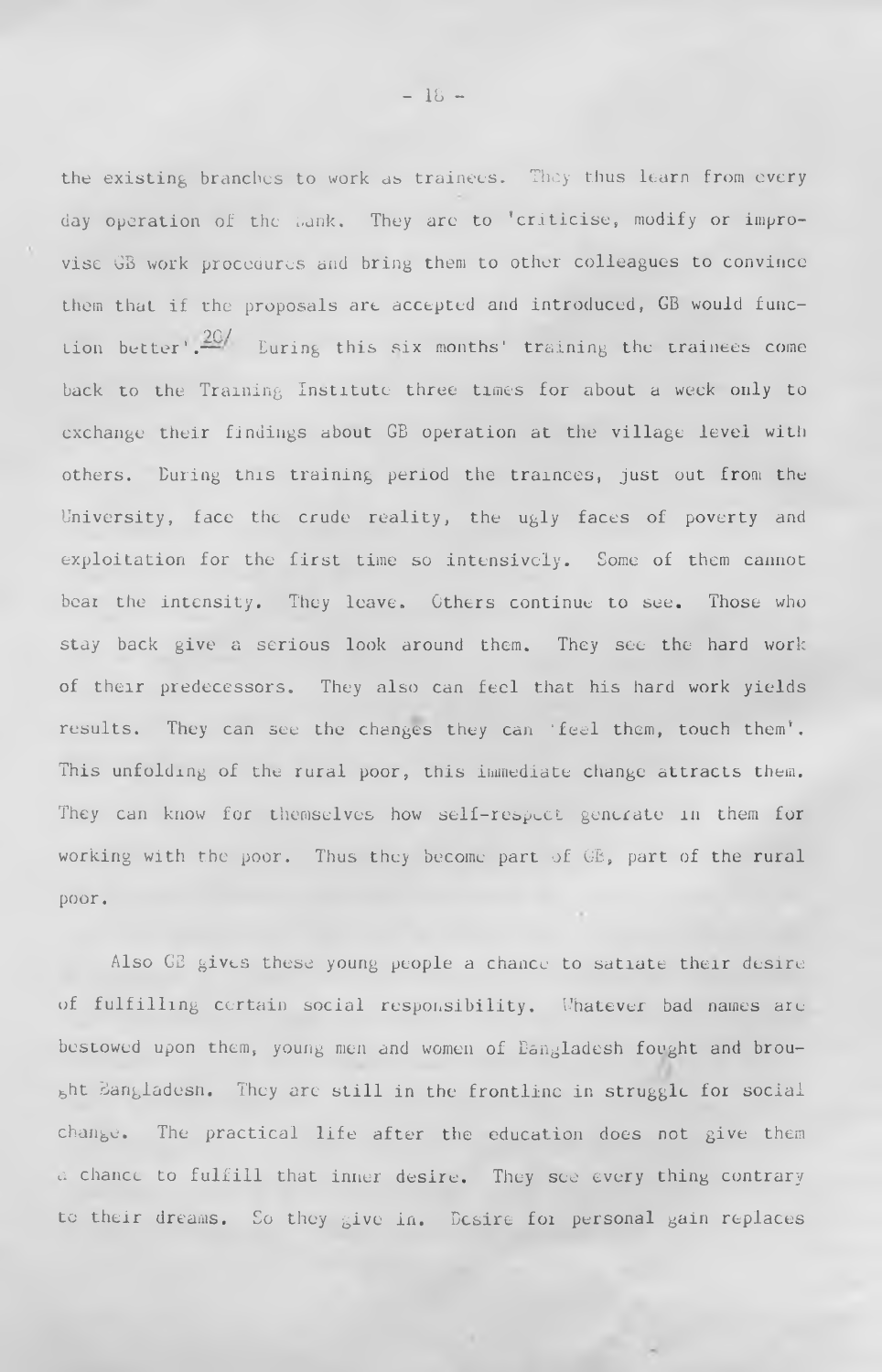the existing branches to work as trainees. They thus learn from every day operation of the Bank. They are to 'criticise, modify or improvise GB work procedures and bring them to other colleagues to convince them that if the proposals are accepted and introduced, GB would function better'.[20] During this six months' training the trainees come back to the Training Institute three times for about a week only to exchange their findings about GB operation at the village level with others. During this training period the trainees, just out from the University, face the crude reality, the ugly faces of poverty and exploitation for the first time so intensively. Some of them cannot bear the intensity. They leave. Others continue to see. Those who stay back give a serious look around them. They see the hard work of their predecessors. They also can feel that his hard work yields results. They can see the changes they can 'feel them, touch them'. This unfolding of the rural poor, this immediate change attracts them. They can know for themselves how self-respect generate in them for working with the poor. Thus they become part of GB, part of the rural poor.

Also GB gives these young people a chance to satiate their desire of fulfilling certain social responsibility. Whatever bad names are bestowed upon them, young men and women of Bangladesh fought and brought Bangladesh. They are still in the frontline in struggle for social change. The practical life after the education does not give them a chance to fulfill that inner desire. They see every thing contrary to their dreams. So they give in. Desire for personal gain replaces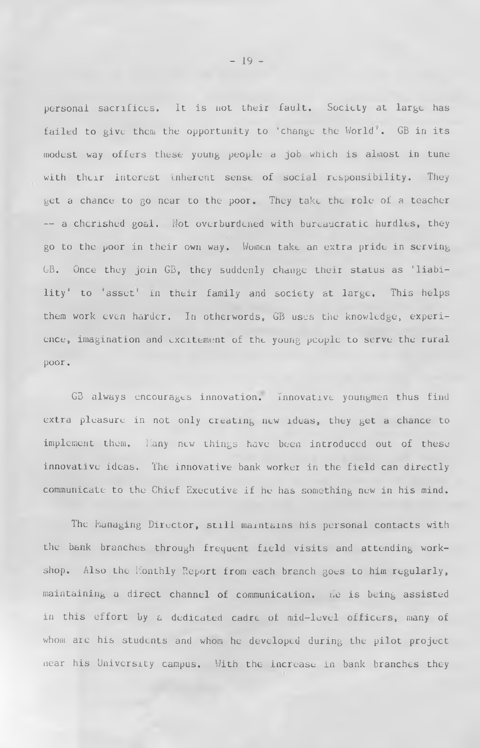personal sacrifices. It is not their fault. Society at large has failed to give them the opportunity to 'change the World'. GB in its modest way offers these young people a job which is almost in tune with their interest inherent sense of social responsibility. They get a chance to go near to the poor. They take the role of a teacher -- a cherished goal. Not overburdened with bureaucratic hurdles, they go to the poor in their own way. Women take an extra pride in serving GB. Once they join GB, they suddenly change their status as 'liability' to 'asset' in their family and society at large. This helps them work even harder. In otherwords, GB uses the knowledge, experience, imagination and excitement of the young people to serve the rural poor.

GB always encourages innovation. Innovative youngmen thus find extra pleasure in not only creating new ideas, they get a chance to implement them. Many new things have been introduced out of these innovative ideas. The innovative bank worker in the field can directly communicate to the Chief Executive if he has something new in his mind.

The Managing Director, still maintains his personal contacts with the bank branches through frequent field visits and attending workshop. Also the Monthly Report from each branch goes to him regularly, maintaining a direct channel of communication. He is being assisted in this effort by a dedicated cadre of mid-level officers, many of whom are his students and whom he developed during the pilot project near his University campus. With the increase in bank branches they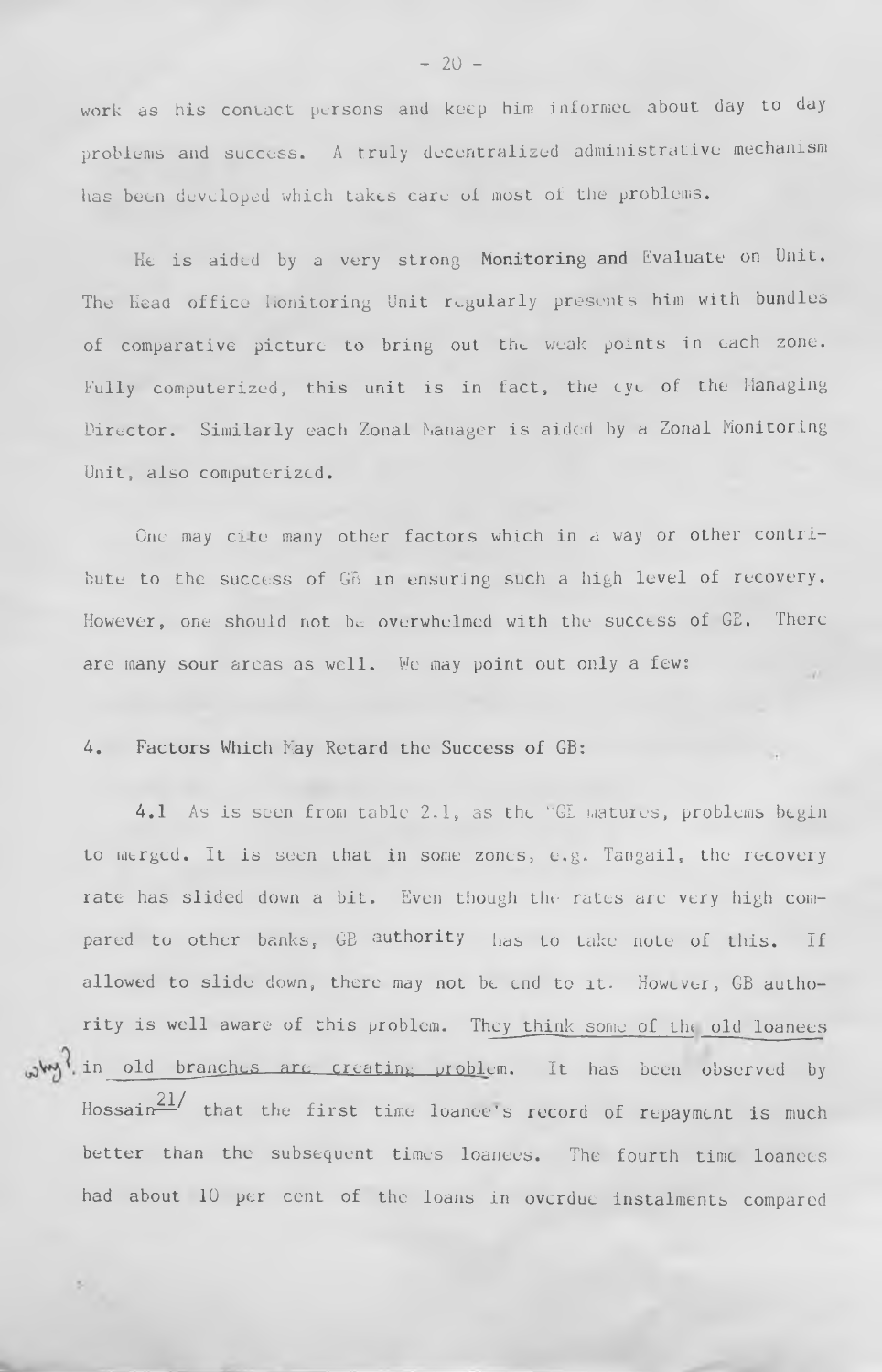work as his contact persons and keep him informed about day to day problems and success. A truly decentralized administrative mechanism has been developed which takes care of most of the problems.

He is aided by a very strong Monitoring and Evaluate on Unit. The Head office Monitoring Unit regularly presents him with bundles of comparative picture to bring out the weak points in each zone. Fully computerized, this unit is in fact, the eye of the Managing Director. Similarly each Zonal Manager is aided by a Zonal Monitoring Unit, also computerized.

One may cite many other factors which in a way or other contribute to the success of GB in ensuring such a high level of recovery. However, one should not be overwhelmed with the success of GB. There are many sour areas as well. We may point out only a few:

## 4. Factors Which May Retard the Success of GB:

4.1 As is seen from table 2.1, as the GB matures, problems begin to merged. It is seen that in some zones, e.g. Tangail, the recovery rate has slided down a bit. Even though the rates are very high compared to other banks, GB authority has to take note of this. If allowed to slide down, there may not be end to it. However, GB authority is well aware of this problem. They think some of the old loanees in old branches are creating problem. It has been observed by Hossain[21] that the first time loanee's record of repayment is much better than the subsequent times loanees. The fourth time loanees had about 10 per cent of the loans in overdue instalments compared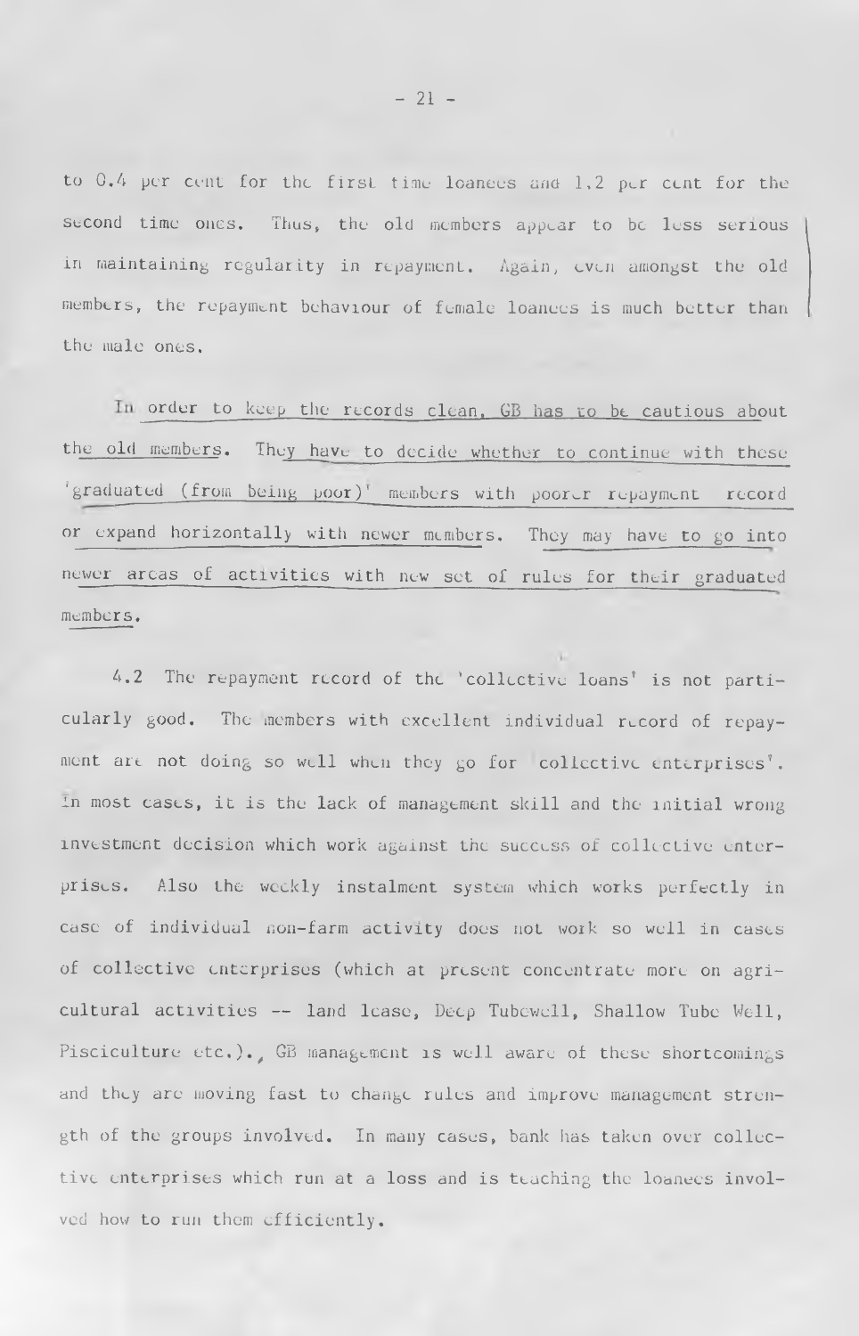to 0.4 per cent for the first time loanees and 1.2 per cent for the second time ones. Thus, the old members appear to be less serious in maintaining regularity in repayment. Again, even amongst the old members, the repayment behaviour of female loanees is much better than the male ones.

In order to keep the records clean, GB has to be cautious about the old members. They have to decide whether to continue with these 'graduated (from being poor)' members with poorer repayment record or expand horizontally with newer members. They may have to go into newer areas of activities with new set of rules for their graduated members.

4.2 The repayment record of the 'collective loans' is not particularly good. The members with excellent individual record of repayment are not doing so well when they go for 'collective enterprises'. In most cases, it is the lack of management skill and the initial wrong investment decision which work against the success of collective enterprises. Also the weekly instalment system which works perfectly in case of individual non-farm activity does not work so well in cases of collective enterprises (which at present concentrate more on agricultural activities -- land lease, Deep Tubewell, Shallow Tube Well, Pisciculture etc.). GB management is well aware of these shortcomings and they are moving fast to change rules and improve management strength of the groups involved. In many cases, bank has taken over collective enterprises which run at a loss and is teaching the loanees involved how to run them efficiently.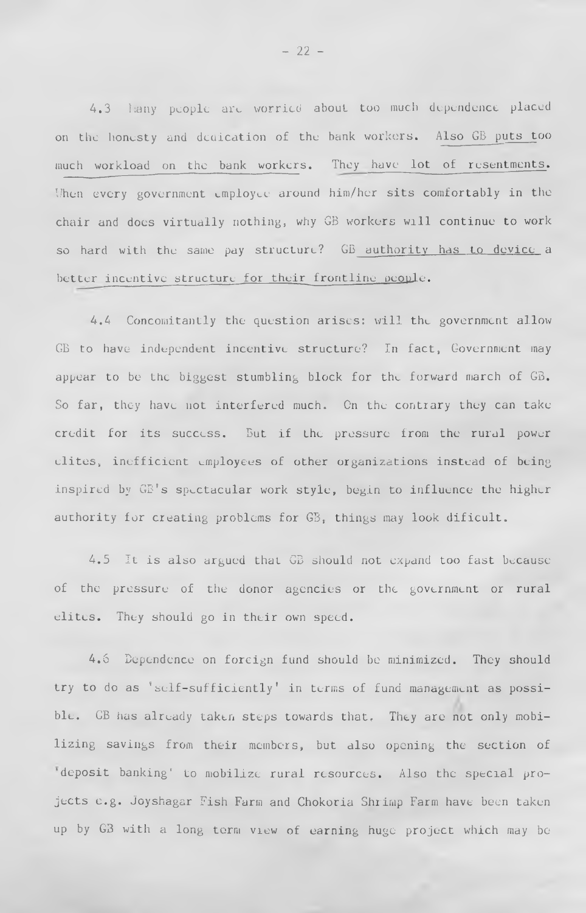4.3 Many people are worried about too much dependence placed on the honesty and dedication of the bank workers. Also GB puts too much workload on the bank workers. They have lot of resentments. When every government employee around him/her sits comfortably in the chair and does virtually nothing, why GB workers will continue to work so hard with the same pay structure? GB authority has to device a better incentive structure for their frontline people.

4.4 Concomitantly the question arises: will the government allow GB to have independent incentive structure? In fact, Government may appear to be the biggest stumbling block for the forward march of GB. So far, they have not interfered much. On the contrary they can take credit for its success. But if the pressure from the rural power elites, inefficient employees of other organizations instead of being inspired by GB's spectacular work style, begin to influence the higher authority for creating problems for GB, things may look dificult.

4.5 It is also argued that GB should not expand too fast because of the pressure of the donor agencies or the government or rural elites. They should go in their own speed.

4.6 Dependence on foreign fund should be minimized. They should try to do as 'self-sufficiently' in terms of fund management as possible. GB has already taken steps towards that. They are not only mobilizing savings from their members, but also opening the section of 'deposit banking' to mobilize rural resources. Also the special projects e.g. Joyshagar Fish Farm and Chokoria Shrimp Farm have been taken up by GB with a long term view of earning huge project which may be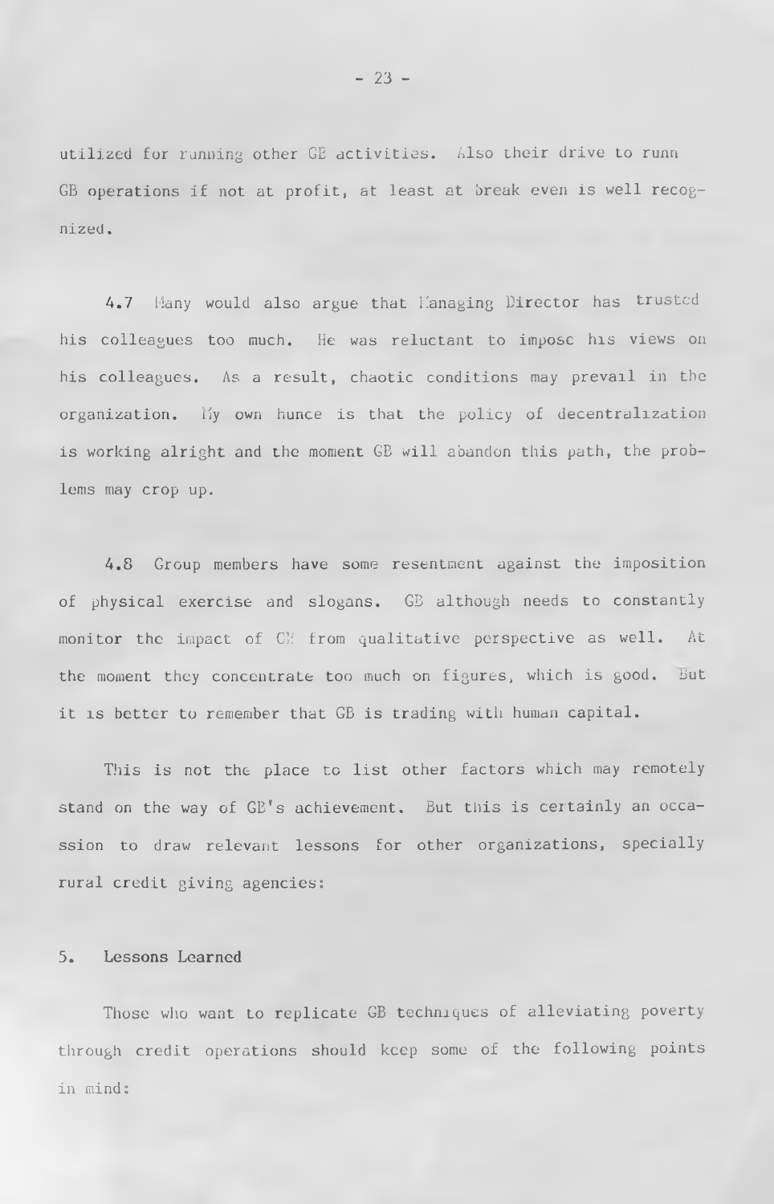utilized for running other GB activities. Also their drive to runn GB operations if not at profit, at least at break even is well recognized.

4.7 Many would also argue that Managing Director has trusted his colleagues too much. He was reluctant to impose his views on his colleagues. As a result, chaotic conditions may prevail in the organization. My own hunce is that the policy of decentralization is working alright and the moment GB will abandon this path, the problems may crop up.

4.8 Group members have some resentment against the imposition of physical exercise and slogans. GB although needs to constantly monitor the impact of GB from qualitative perspective as well. At the moment they concentrate too much on figures, which is good. But it is better to remember that GB is trading with human capital.

This is not the place to list other factors which may remotely stand on the way of GB's achievement. But this is certainly an occassion to draw relevant lessons for other organizations, specially rural credit giving agencies:

## 5. Lessons Learned

Those who want to replicate GB techniques of alleviating poverty through credit operations should keep some of the following points in mind: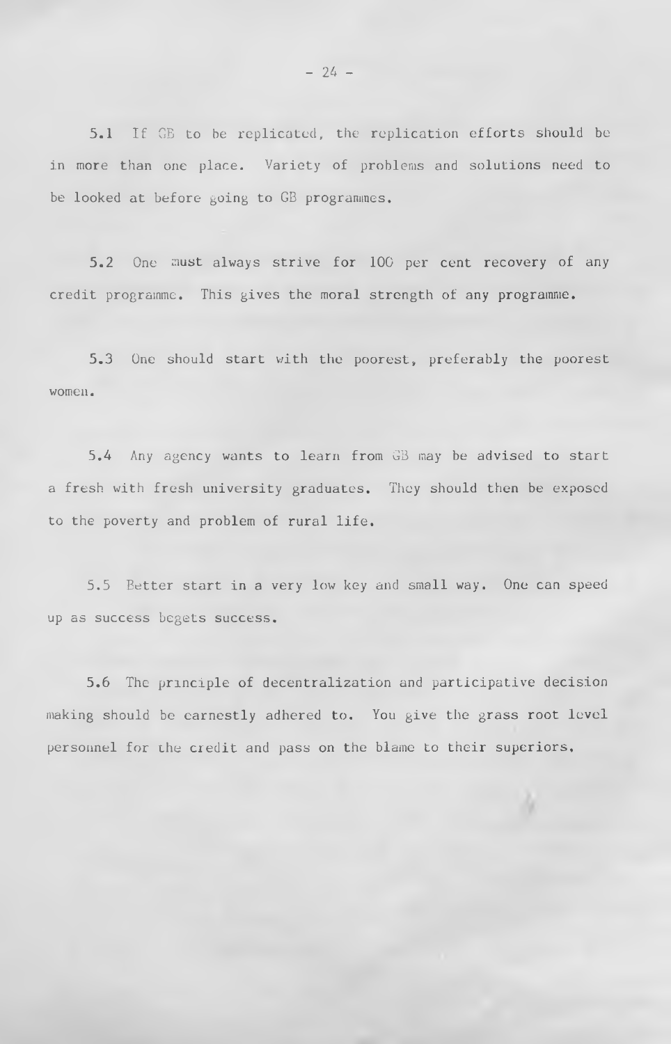5.1 If GB to be replicated, the replication efforts should be in more than one place. Variety of problems and solutions need to be looked at before going to GB programmes.

5.2 One must always strive for 100 per cent recovery of any credit programme. This gives the moral strength of any programme.

5.3 One should start with the poorest, preferably the poorest women.

5.4 Any agency wants to learn from GB may be advised to start a fresh with fresh university graduates. They should then be exposed to the poverty and problem of rural life.

5.5 Better start in a very low key and small way. One can speed up as success begets success.

5.6 The principle of decentralization and participative decision making should be earnestly adhered to. You give the grass root level personnel for the credit and pass on the blame to their superiors.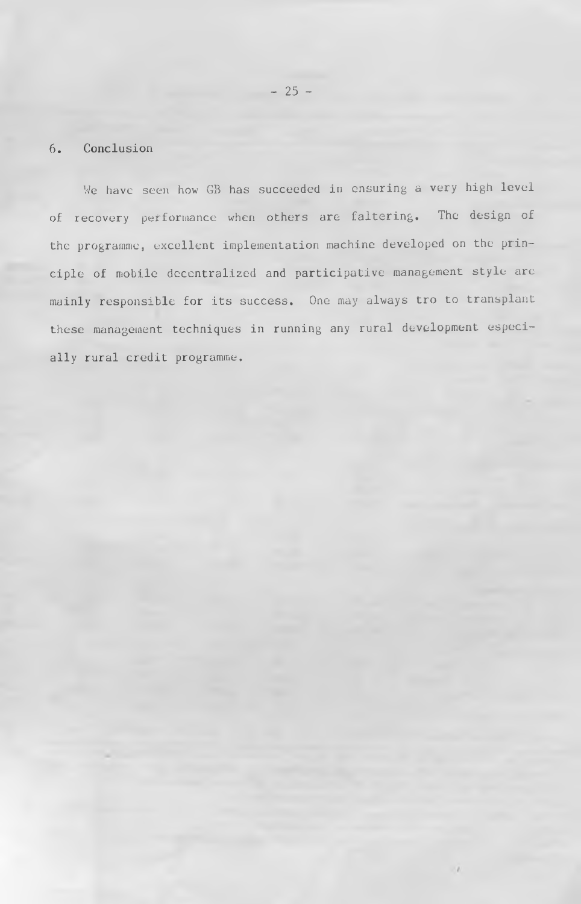## 6. Conclusion

We have seen how GB has succeeded in ensuring a very high level of recovery performance when others are faltering. The design of the programme, excellent implementation machine developed on the principle of mobile decentralized and participative management style are mainly responsible for its success. One may always tro to transplant these management techniques in running any rural development especially rural credit programme.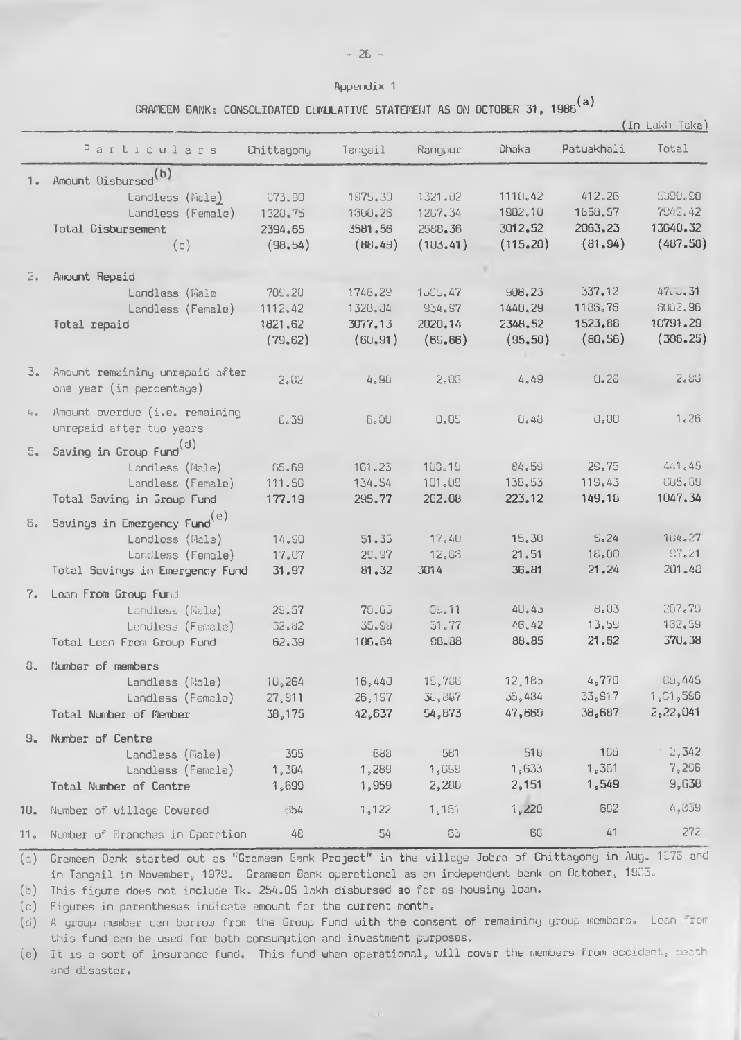Appendix 1

GRAMEEN BANK: CONSOLIDATED CUMULATIVE STATEMENT AS ON OCTOBER 31, 1986[(a)]

(In Lakh Taka)

| | Particulars | Chittagong | Tangail | Rangpur | Dhaka | Patuakhali | Total |
|---|---|---|---|---|---|---|---|
| 1. | Amount Disbursed[(b)] | | | | | | |
| | Landless (Male) | 873.90 | 1975.30 | 1321.02 | 1110.42 | 412.26 | 5590.90 |
| | Landless (Female) | 1520.75 | 1600.26 | 1267.34 | 1902.10 | 1650.57 | 7049.42 |
| | Total Disbursement | 2394.65 | 3581.56 | 2588.36 | 3012.52 | 2063.23 | 13640.32 |
| | (c) | (98.54) | (88.49) | (103.41) | (115.20) | (81.94) | (487.58) |
| 2. | Amount Repaid | | | | | | |
| | Landless (Male | 709.20 | 1748.29 | 1065.47 | 908.23 | 337.12 | 4768.31 |
| | Landless (Female) | 1112.42 | 1328.84 | 954.97 | 1440.29 | 1186.76 | 6022.96 |
| | Total repaid | 1821.62 | 3077.13 | 2020.14 | 2348.52 | 1523.88 | 10791.29 |
| | | (79.62) | (60.91) | (69.66) | (95.50) | (80.56) | (386.25) |
| 3. | Amount remaining unrepaid after one year (in percentage) | 2.02 | 4.98 | 2.06 | 4.49 | 0.28 | 2.86 |
| 4. | Amount overdue (i.e. remaining unrepaid after two years | 0.39 | 6.00 | 0.05 | 0.48 | 0.00 | 1.26 |
| 5. | Saving in Group Fund[(d)] | | | | | | |
| | Landless (Male) | 65.69 | 161.23 | 103.19 | 84.59 | 29.75 | 441.45 |
| | Landless (Female) | 111.50 | 134.54 | 101.09 | 138.53 | 119.43 | 605.09 |
| | Total Saving in Group Fund | 177.19 | 295.77 | 202.08 | 223.12 | 149.18 | 1047.34 |
| 6. | Savings in Emergency Fund[(e)] | | | | | | |
| | Landless (Male) | 14.90 | 51.35 | 17.40 | 15.30 | 5.24 | 104.27 |
| | Landless (Female) | 17.07 | 29.97 | 12.66 | 21.51 | 16.00 | 97.21 |
| | Total Savings in Emergency Fund | 31.97 | 81.32 | 3014 | 36.81 | 21.24 | 201.48 |
| 7. | Loan From Group Fund | | | | | | |
| | Landless (Male) | 29.57 | 70.65 | 66.11 | 40.43 | 8.03 | 207.79 |
| | Landless (Female) | 32.82 | 35.99 | 31.77 | 48.42 | 13.59 | 162.59 |
| | Total Loan From Group Fund | 62.39 | 106.64 | 98.88 | 88.85 | 21.62 | 370.38 |
| 8. | Number of members | | | | | | |
| | Landless (Male) | 10,264 | 16,440 | 15,706 | 12,185 | 4,770 | 69,445 |
| | Landless (Female) | 27,911 | 26,197 | 38,867 | 35,484 | 33,917 | 1,61,596 |
| | Total Number of Member | 38,175 | 42,637 | 54,873 | 47,669 | 38,687 | 2,22,041 |
| 9. | Number of Centre | | | | | | |
| | Landless (Male) | 395 | 688 | 581 | 518 | 168 | 2,342 |
| | Landless (Female) | 1,304 | 1,289 | 1,659 | 1,633 | 1,361 | 7,296 |
| | Total Number of Centre | 1,699 | 1,959 | 2,280 | 2,151 | 1,549 | 9,638 |
| 10. | Number of village Covered | 654 | 1,122 | 1,161 | 1,220 | 682 | 4,839 |
| 11. | Number of Branches in Operation | 48 | 54 | 63 | 66 | 41 | 272 |

(a) Grameen Bank started out as "Grameen Bank Project" in the village Jobra of Chittagong in Aug. 1976 and in Tangail in November, 1979. Grameen Bank operational as an independent bank on October, 1983.

(b) This figure does not include Tk. 254.05 lakh disbursed so far as housing loan.

(c) Figures in parentheses indicate amount for the current month.

(d) A group member can borrow from the Group Fund with the consent of remaining group members. Loan from this fund can be used for both consumption and investment purposes.

(e) It is a sort of insurance fund. This fund when operational, will cover the members from accident, death and disaster.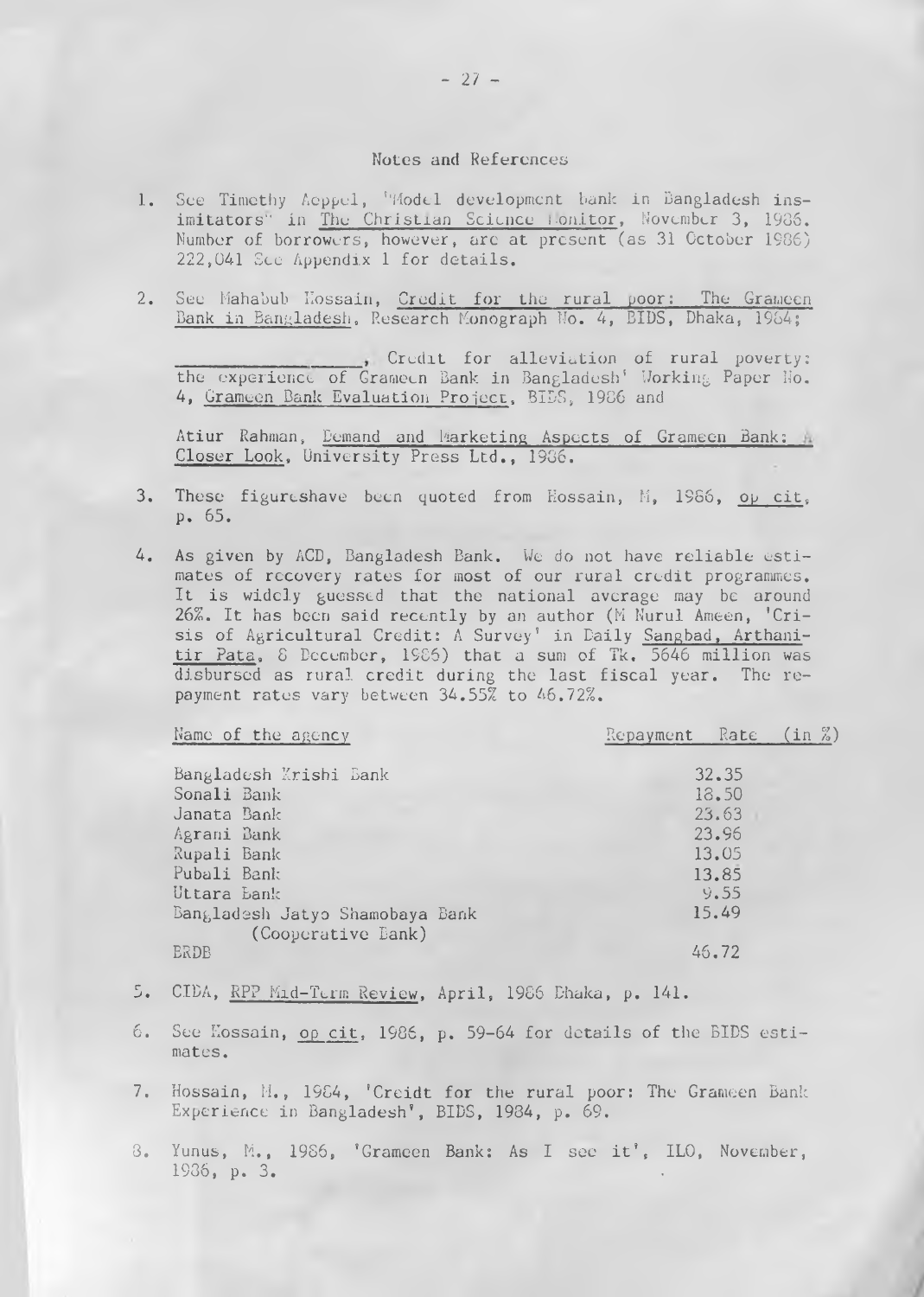## Notes and References

1. See Timothy Aeppel, "Model development bank in Bangladesh insimitators" in The Christian Science Monitor, November 3, 1986. Number of borrowers, however, are at present (as 31 October 1986) 222,041 See Appendix 1 for details.

2. See Mahabub Hossain, Credit for the rural poor: The Grameen Bank in Bangladesh, Research Monograph No. 4, BIDS, Dhaka, 1984;

   \_\_\_\_\_\_\_\_\_\_\_\_\_\_\_\_\_, Credit for alleviation of rural poverty: the experience of Grameen Bank in Bangladesh' Working Paper No. 4, Grameen Bank Evaluation Project, BIDS, 1986 and

   Atiur Rahman, Demand and Marketing Aspects of Grameen Bank: A Closer Look, University Press Ltd., 1986.

3. These figureshave been quoted from Hossain, M, 1986, op cit, p. 65.

4. As given by ACD, Bangladesh Bank. We do not have reliable estimates of recovery rates for most of our rural credit programmes. It is widely guessed that the national average may be around 26%. It has been said recently by an author (M Nurul Ameen, 'Crisis of Agricultural Credit: A Survey' in Daily Sangbad, Arthanitir Pata, 8 December, 1986) that a sum of Tk. 5646 million was disbursed as rural credit during the last fiscal year. The repayment rates vary between 34.55% to 46.72%.

| Name of the agency | Repayment Rate (in %) |
|---|---|
| Bangladesh Krishi Bank | 32.35 |
| Sonali Bank | 18.50 |
| Janata Bank | 23.63 |
| Agrani Bank | 23.96 |
| Rupali Bank | 13.05 |
| Pubali Bank | 13.85 |
| Uttara Bank | 9.55 |
| Bangladesh Jatyo Shamobaya Bank (Cooperative Bank) | 15.49 |
| BRDB | 46.72 |

5. CIDA, RPP Mid-Term Review, April, 1986 Dhaka, p. 141.

6. See Hossain, op cit, 1986, p. 59-64 for details of the BIDS estimates.

7. Hossain, M., 1984, 'Creidt for the rural poor: The Grameen Bank Experience in Bangladesh', BIDS, 1984, p. 69.

8. Yunus, M., 1986, 'Grameen Bank: As I see it', ILO, November, 1986, p. 3.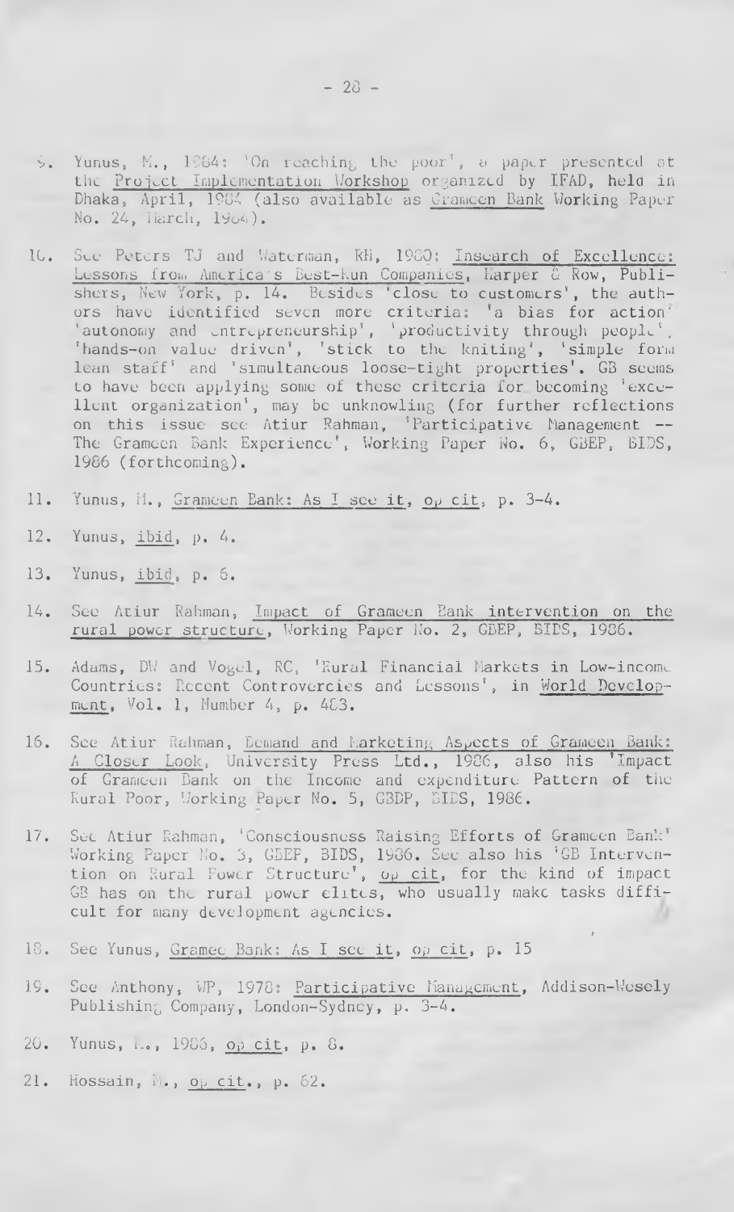9. Yunus, M., 1984: 'On reaching the poor', a paper presented at the Project Implementation Workshop organized by IFAD, held in Dhaka, April, 1984 (also available as Grameen Bank Working Paper No. 24, March, 1984).

10. See Peters TJ and Waterman, RH, 1980: Insearch of Excellence: Lessons from America's Best-Run Companies, Harper & Row, Publishers, New York, p. 14. Besides 'close to customers', the authors have identified seven more criteria: 'a bias for action' 'autonomy and entrepreneurship', 'productivity through people', 'hands-on value driven', 'stick to the kniting', 'simple form lean staff' and 'simultaneous loose-tight properties'. GB seems to have been applying some of these criteria for becoming 'excellent organization', may be unknowling (for further reflections on this issue see Atiur Rahman, 'Participative Management -- The Grameen Bank Experience', Working Paper No. 6, GBEP, BIDS, 1986 (forthcoming).

11. Yunus, M., Grameen Bank: As I see it, op cit, p. 3-4.

12. Yunus, ibid, p. 4.

13. Yunus, ibid, p. 6.

14. See Atiur Rahman, Impact of Grameen Bank intervention on the rural power structure, Working Paper No. 2, GBEP, BIDS, 1986.

15. Adams, DW and Vogel, RC, 'Rural Financial Markets in Low-income Countries: Recent Controvercies and Lessons', in World Development, Vol. 1, Number 4, p. 483.

16. See Atiur Rahman, Demand and Marketing Aspects of Grameen Bank: A Closer Look, University Press Ltd., 1986, also his 'Impact of Grameen Bank on the Income and expenditure Pattern of the Rural Poor, Working Paper No. 5, GBDP, BIDS, 1986.

17. See Atiur Rahman, 'Consciousness Raising Efforts of Grameen Bank' Working Paper No. 3, GBEP, BIDS, 1986. See also his 'GB Intervention on Rural Power Structure', op cit, for the kind of impact GB has on the rural power elites, who usually make tasks difficult for many development agencies.

18. See Yunus, Gramee Bank: As I see it, op cit, p. 15

19. See Anthony, WP, 1978: Participative Management, Addison-Wesely Publishing Company, London-Sydney, p. 3-4.

20. Yunus, M., 1986, op cit, p. 8.

21. Hossain, M., op cit., p. 62.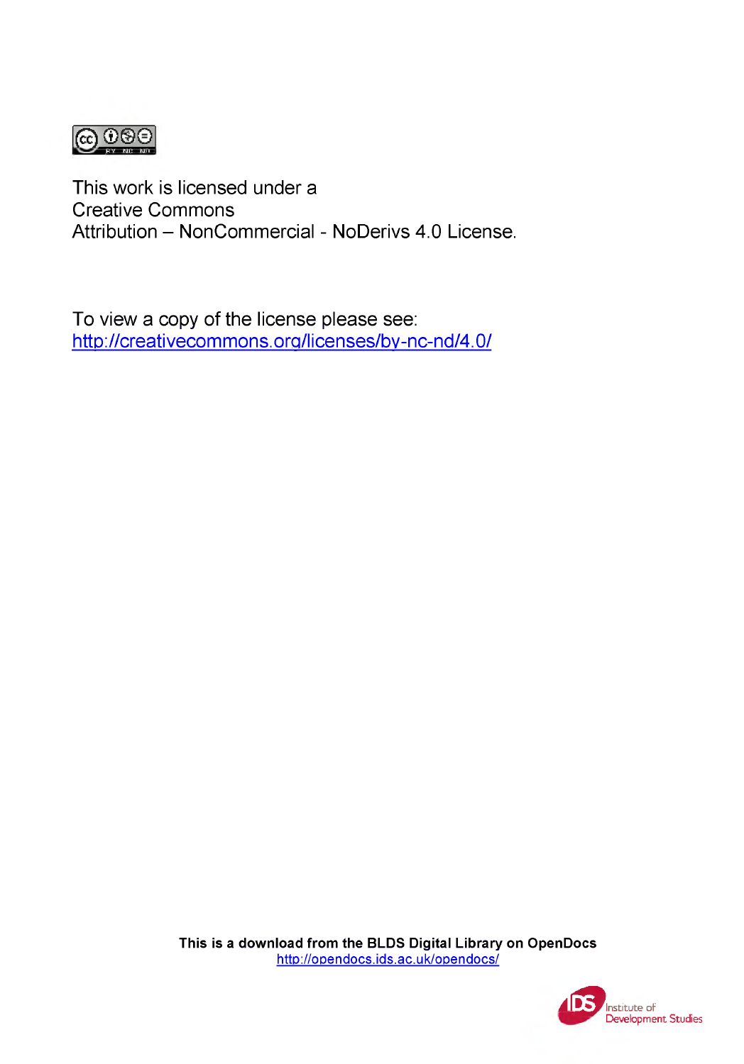This work is licensed under a
Creative Commons
Attribution – NonCommercial - NoDerivs 4.0 License.

To view a copy of the license please see:
http://creativecommons.org/licenses/by-nc-nd/4.0/

**This is a download from the BLDS Digital Library on OpenDocs**
http://opendocs.ids.ac.uk/opendocs/

Institute of Development Studies